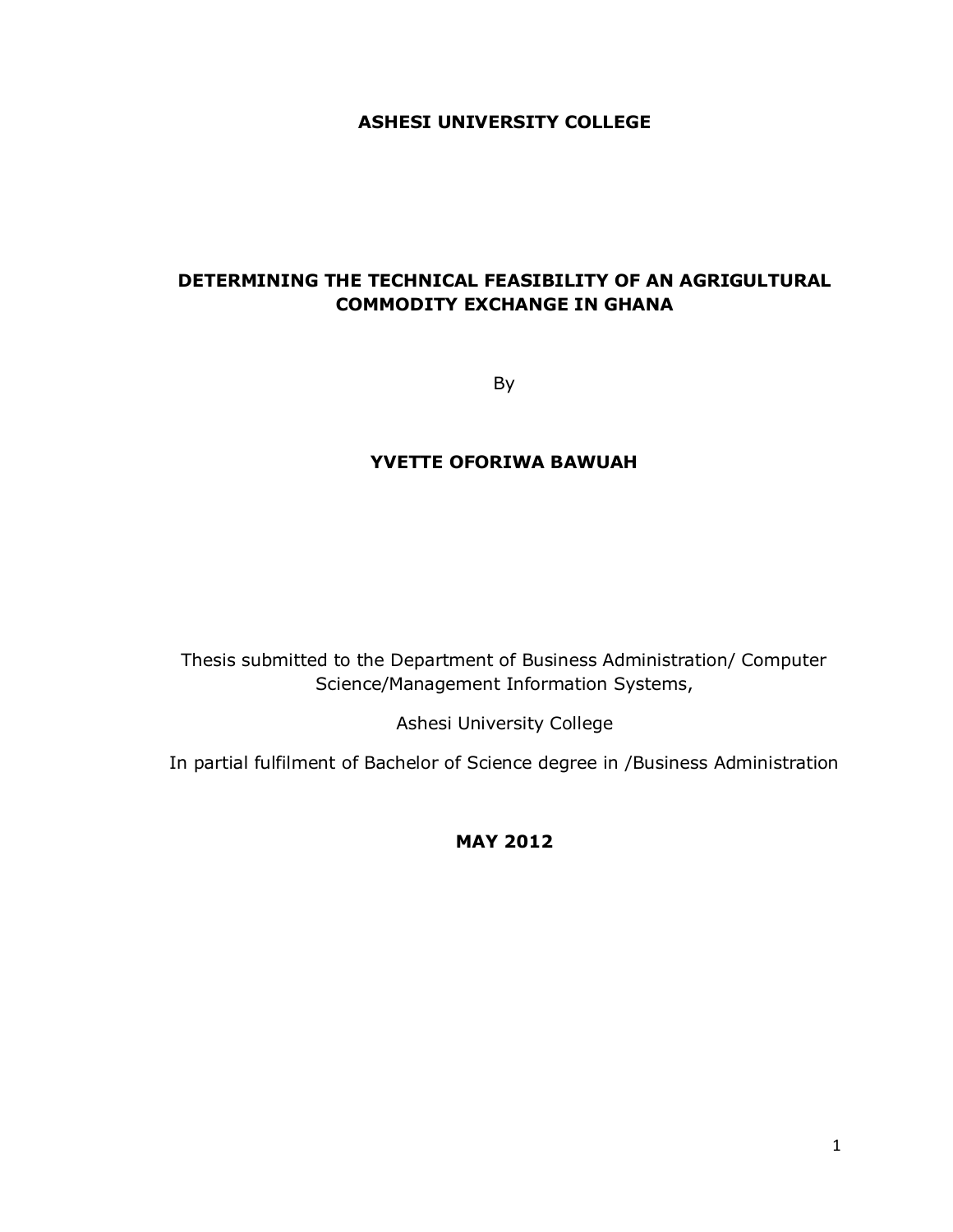**ASHESI UNIVERSITY COLLEGE**

# DETERMINING THE TECHNICAL FEASIBILITY OF AN AGRIGULTURAL COMMODITY EXCHANGE IN GHANA

By

**YVETTE OFORIWA BAWUAH**

Thesis submitted to the Department of Business Administration/ Computer Science/Management Information Systems,

Ashesi University College

In partial fulfilment of Bachelor of Science degree in /Business Administration

**MAY 2012**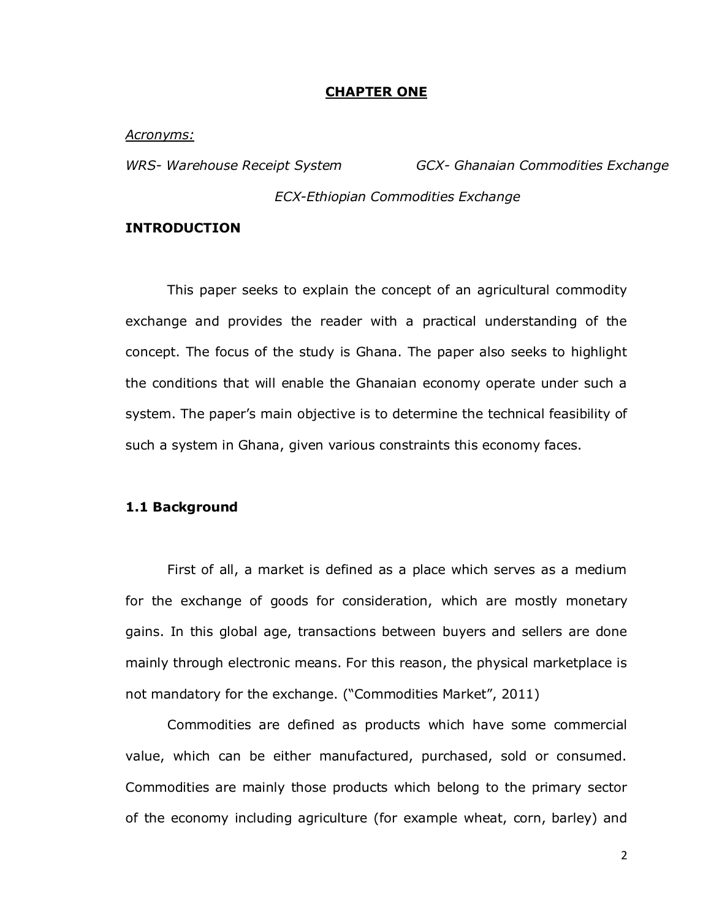# CHAPTER ONE

*Acronyms:*

*WRS- Warehouse Receipt System* *GCX- Ghanaian Commodities Exchange*

*ECX-Ethiopian Commodities Exchange*

## INTRODUCTION

This paper seeks to explain the concept of an agricultural commodity exchange and provides the reader with a practical understanding of the concept. The focus of the study is Ghana. The paper also seeks to highlight the conditions that will enable the Ghanaian economy operate under such a system. The paper's main objective is to determine the technical feasibility of such a system in Ghana, given various constraints this economy faces.

### 1.1 Background

First of all, a market is defined as a place which serves as a medium for the exchange of goods for consideration, which are mostly monetary gains. In this global age, transactions between buyers and sellers are done mainly through electronic means. For this reason, the physical marketplace is not mandatory for the exchange. ("Commodities Market", 2011)

Commodities are defined as products which have some commercial value, which can be either manufactured, purchased, sold or consumed. Commodities are mainly those products which belong to the primary sector of the economy including agriculture (for example wheat, corn, barley) and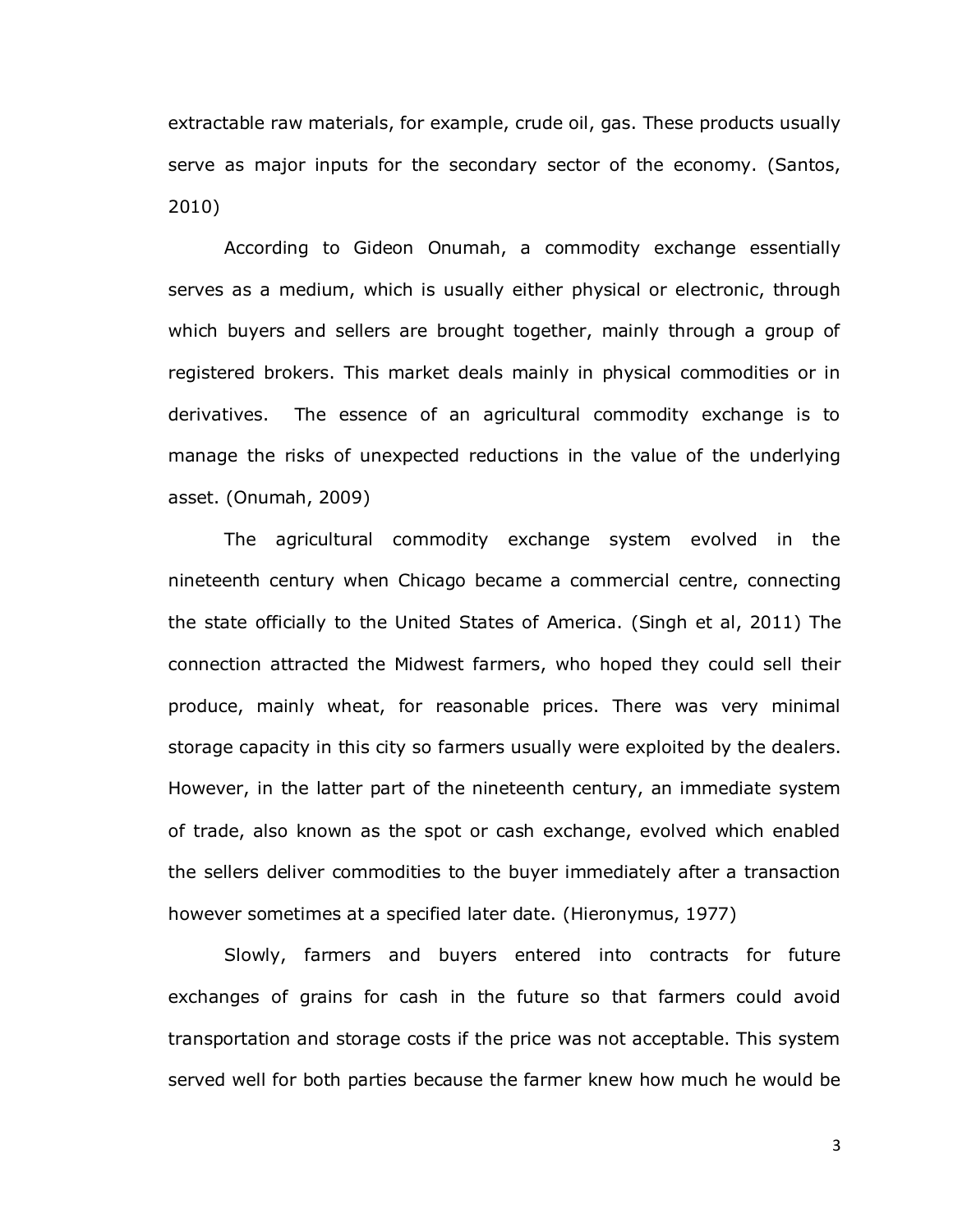extractable raw materials, for example, crude oil, gas. These products usually serve as major inputs for the secondary sector of the economy. (Santos, 2010)

According to Gideon Onumah, a commodity exchange essentially serves as a medium, which is usually either physical or electronic, through which buyers and sellers are brought together, mainly through a group of registered brokers. This market deals mainly in physical commodities or in derivatives. The essence of an agricultural commodity exchange is to manage the risks of unexpected reductions in the value of the underlying asset. (Onumah, 2009)

The agricultural commodity exchange system evolved in the nineteenth century when Chicago became a commercial centre, connecting the state officially to the United States of America. (Singh et al, 2011) The connection attracted the Midwest farmers, who hoped they could sell their produce, mainly wheat, for reasonable prices. There was very minimal storage capacity in this city so farmers usually were exploited by the dealers. However, in the latter part of the nineteenth century, an immediate system of trade, also known as the spot or cash exchange, evolved which enabled the sellers deliver commodities to the buyer immediately after a transaction however sometimes at a specified later date. (Hieronymus, 1977)

Slowly, farmers and buyers entered into contracts for future exchanges of grains for cash in the future so that farmers could avoid transportation and storage costs if the price was not acceptable. This system served well for both parties because the farmer knew how much he would be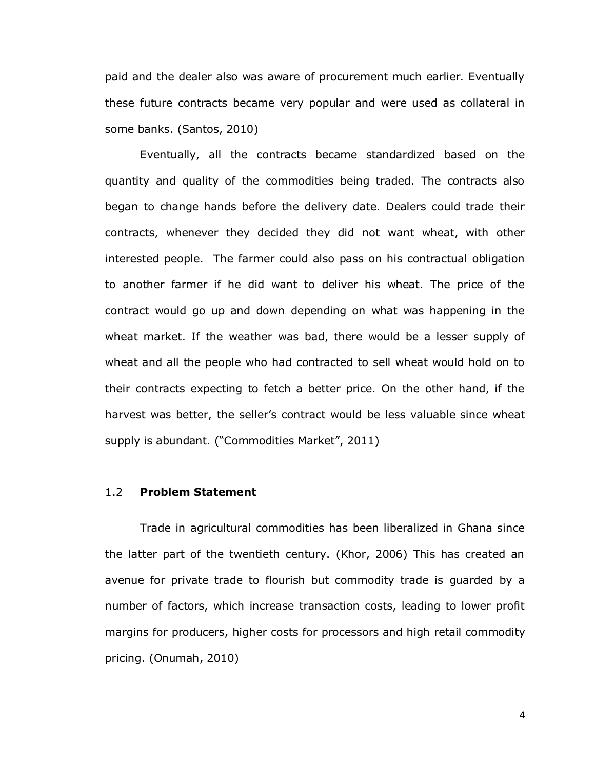paid and the dealer also was aware of procurement much earlier. Eventually these future contracts became very popular and were used as collateral in some banks. (Santos, 2010)

Eventually, all the contracts became standardized based on the quantity and quality of the commodities being traded. The contracts also began to change hands before the delivery date. Dealers could trade their contracts, whenever they decided they did not want wheat, with other interested people. The farmer could also pass on his contractual obligation to another farmer if he did want to deliver his wheat. The price of the contract would go up and down depending on what was happening in the wheat market. If the weather was bad, there would be a lesser supply of wheat and all the people who had contracted to sell wheat would hold on to their contracts expecting to fetch a better price. On the other hand, if the harvest was better, the seller's contract would be less valuable since wheat supply is abundant. ("Commodities Market", 2011)

## 1.2 **Problem Statement**

Trade in agricultural commodities has been liberalized in Ghana since the latter part of the twentieth century. (Khor, 2006) This has created an avenue for private trade to flourish but commodity trade is guarded by a number of factors, which increase transaction costs, leading to lower profit margins for producers, higher costs for processors and high retail commodity pricing. (Onumah, 2010)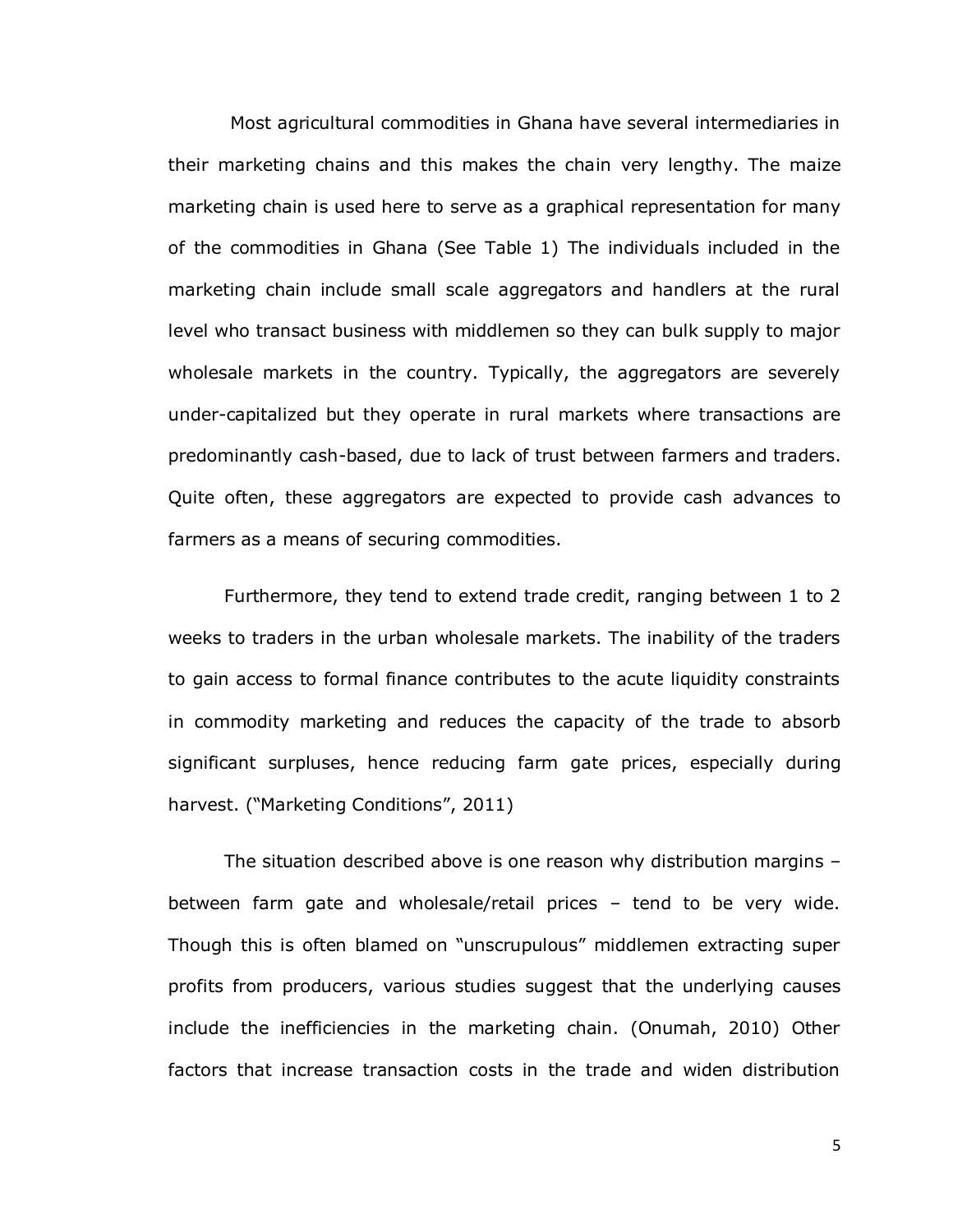Most agricultural commodities in Ghana have several intermediaries in their marketing chains and this makes the chain very lengthy. The maize marketing chain is used here to serve as a graphical representation for many of the commodities in Ghana (See Table 1) The individuals included in the marketing chain include small scale aggregators and handlers at the rural level who transact business with middlemen so they can bulk supply to major wholesale markets in the country. Typically, the aggregators are severely under-capitalized but they operate in rural markets where transactions are predominantly cash-based, due to lack of trust between farmers and traders. Quite often, these aggregators are expected to provide cash advances to farmers as a means of securing commodities.

Furthermore, they tend to extend trade credit, ranging between 1 to 2 weeks to traders in the urban wholesale markets. The inability of the traders to gain access to formal finance contributes to the acute liquidity constraints in commodity marketing and reduces the capacity of the trade to absorb significant surpluses, hence reducing farm gate prices, especially during harvest. ("Marketing Conditions", 2011)

The situation described above is one reason why distribution margins – between farm gate and wholesale/retail prices – tend to be very wide. Though this is often blamed on "unscrupulous" middlemen extracting super profits from producers, various studies suggest that the underlying causes include the inefficiencies in the marketing chain. (Onumah, 2010) Other factors that increase transaction costs in the trade and widen distribution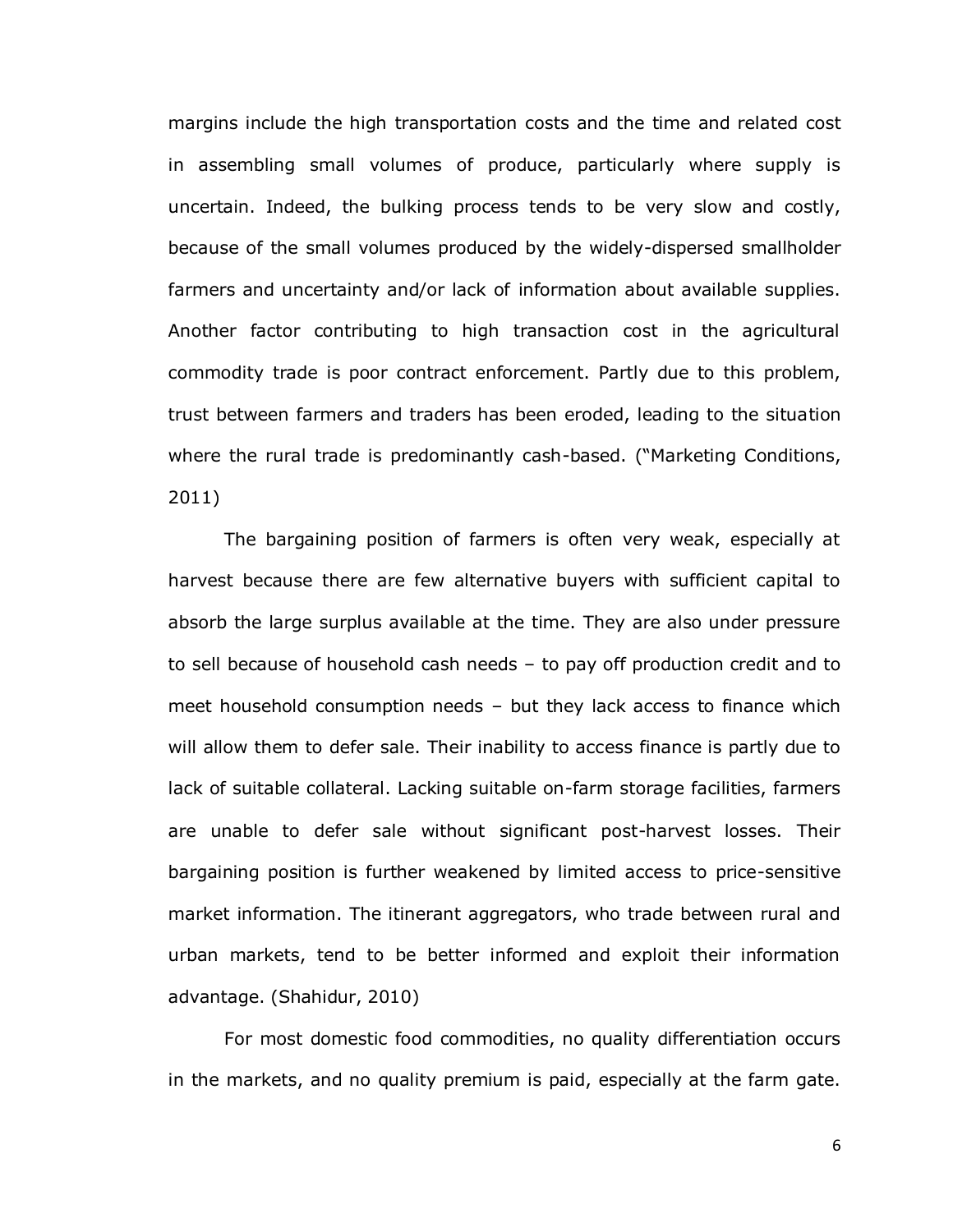margins include the high transportation costs and the time and related cost in assembling small volumes of produce, particularly where supply is uncertain. Indeed, the bulking process tends to be very slow and costly, because of the small volumes produced by the widely-dispersed smallholder farmers and uncertainty and/or lack of information about available supplies. Another factor contributing to high transaction cost in the agricultural commodity trade is poor contract enforcement. Partly due to this problem, trust between farmers and traders has been eroded, leading to the situation where the rural trade is predominantly cash-based. ("Marketing Conditions, 2011)

The bargaining position of farmers is often very weak, especially at harvest because there are few alternative buyers with sufficient capital to absorb the large surplus available at the time. They are also under pressure to sell because of household cash needs – to pay off production credit and to meet household consumption needs – but they lack access to finance which will allow them to defer sale. Their inability to access finance is partly due to lack of suitable collateral. Lacking suitable on-farm storage facilities, farmers are unable to defer sale without significant post-harvest losses. Their bargaining position is further weakened by limited access to price-sensitive market information. The itinerant aggregators, who trade between rural and urban markets, tend to be better informed and exploit their information advantage. (Shahidur, 2010)

For most domestic food commodities, no quality differentiation occurs in the markets, and no quality premium is paid, especially at the farm gate.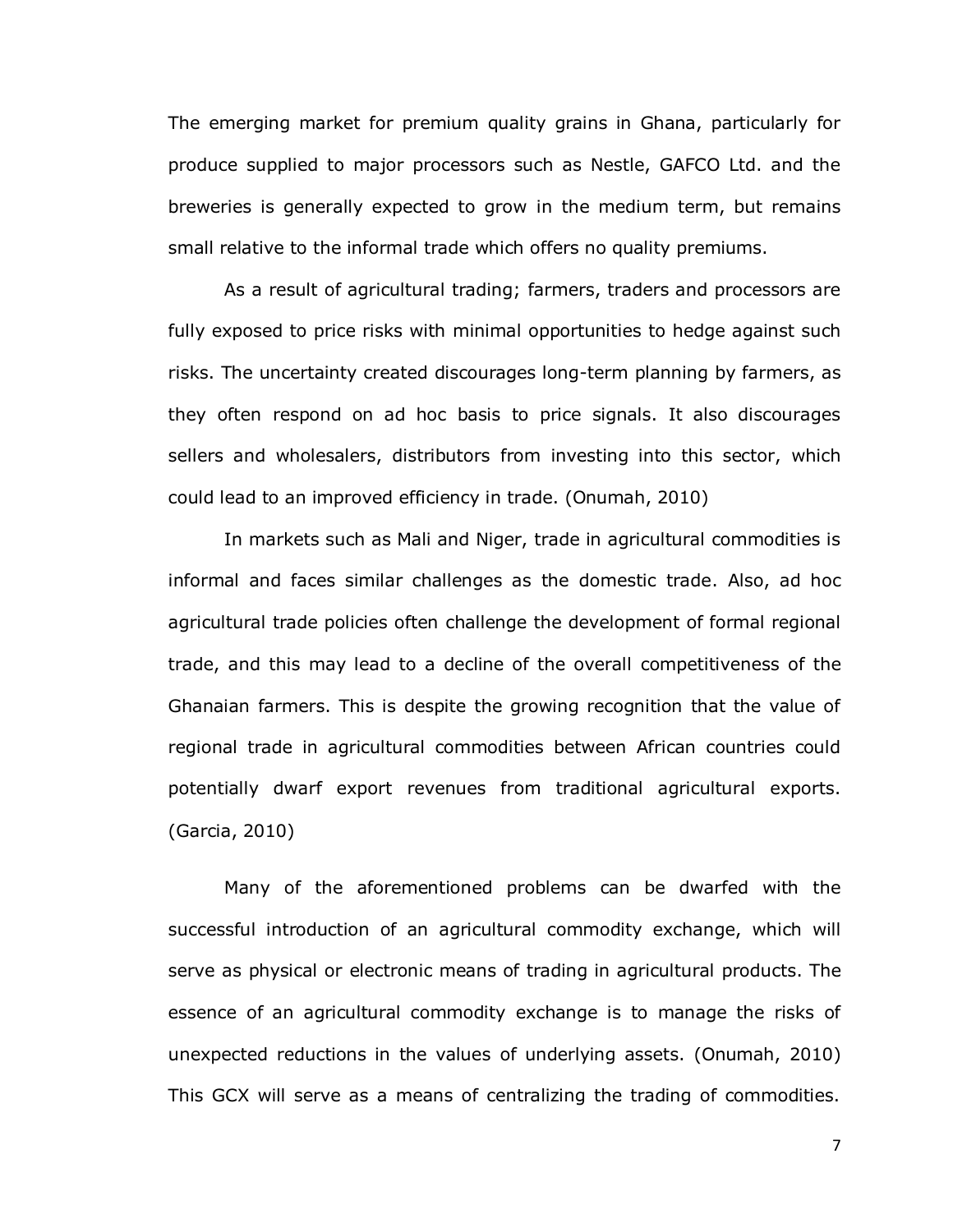The emerging market for premium quality grains in Ghana, particularly for produce supplied to major processors such as Nestle, GAFCO Ltd. and the breweries is generally expected to grow in the medium term, but remains small relative to the informal trade which offers no quality premiums.

As a result of agricultural trading; farmers, traders and processors are fully exposed to price risks with minimal opportunities to hedge against such risks. The uncertainty created discourages long-term planning by farmers, as they often respond on ad hoc basis to price signals. It also discourages sellers and wholesalers, distributors from investing into this sector, which could lead to an improved efficiency in trade. (Onumah, 2010)

In markets such as Mali and Niger, trade in agricultural commodities is informal and faces similar challenges as the domestic trade. Also, ad hoc agricultural trade policies often challenge the development of formal regional trade, and this may lead to a decline of the overall competitiveness of the Ghanaian farmers. This is despite the growing recognition that the value of regional trade in agricultural commodities between African countries could potentially dwarf export revenues from traditional agricultural exports. (Garcia, 2010)

Many of the aforementioned problems can be dwarfed with the successful introduction of an agricultural commodity exchange, which will serve as physical or electronic means of trading in agricultural products. The essence of an agricultural commodity exchange is to manage the risks of unexpected reductions in the values of underlying assets. (Onumah, 2010) This GCX will serve as a means of centralizing the trading of commodities.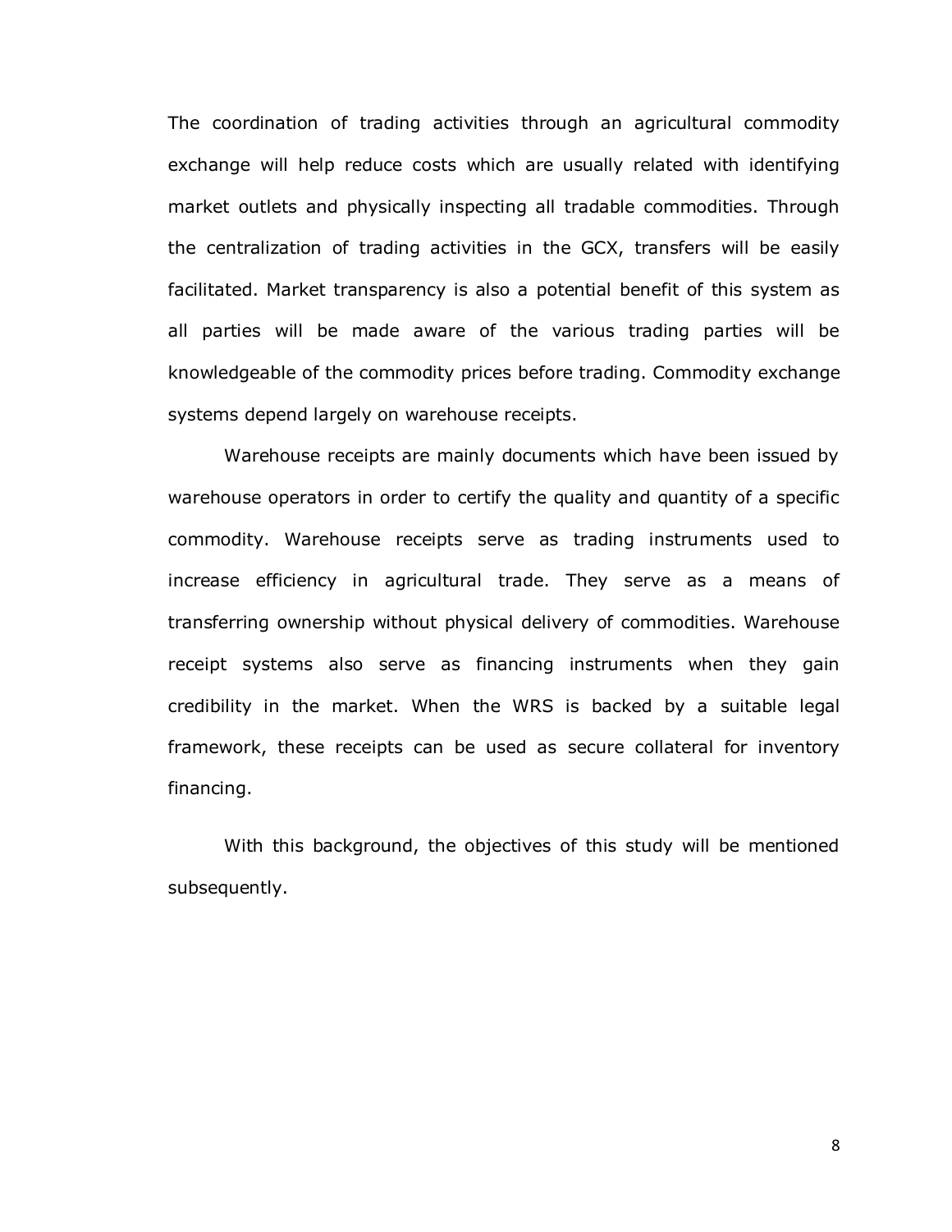The coordination of trading activities through an agricultural commodity exchange will help reduce costs which are usually related with identifying market outlets and physically inspecting all tradable commodities. Through the centralization of trading activities in the GCX, transfers will be easily facilitated. Market transparency is also a potential benefit of this system as all parties will be made aware of the various trading parties will be knowledgeable of the commodity prices before trading. Commodity exchange systems depend largely on warehouse receipts.

Warehouse receipts are mainly documents which have been issued by warehouse operators in order to certify the quality and quantity of a specific commodity. Warehouse receipts serve as trading instruments used to increase efficiency in agricultural trade. They serve as a means of transferring ownership without physical delivery of commodities. Warehouse receipt systems also serve as financing instruments when they gain credibility in the market. When the WRS is backed by a suitable legal framework, these receipts can be used as secure collateral for inventory financing.

With this background, the objectives of this study will be mentioned subsequently.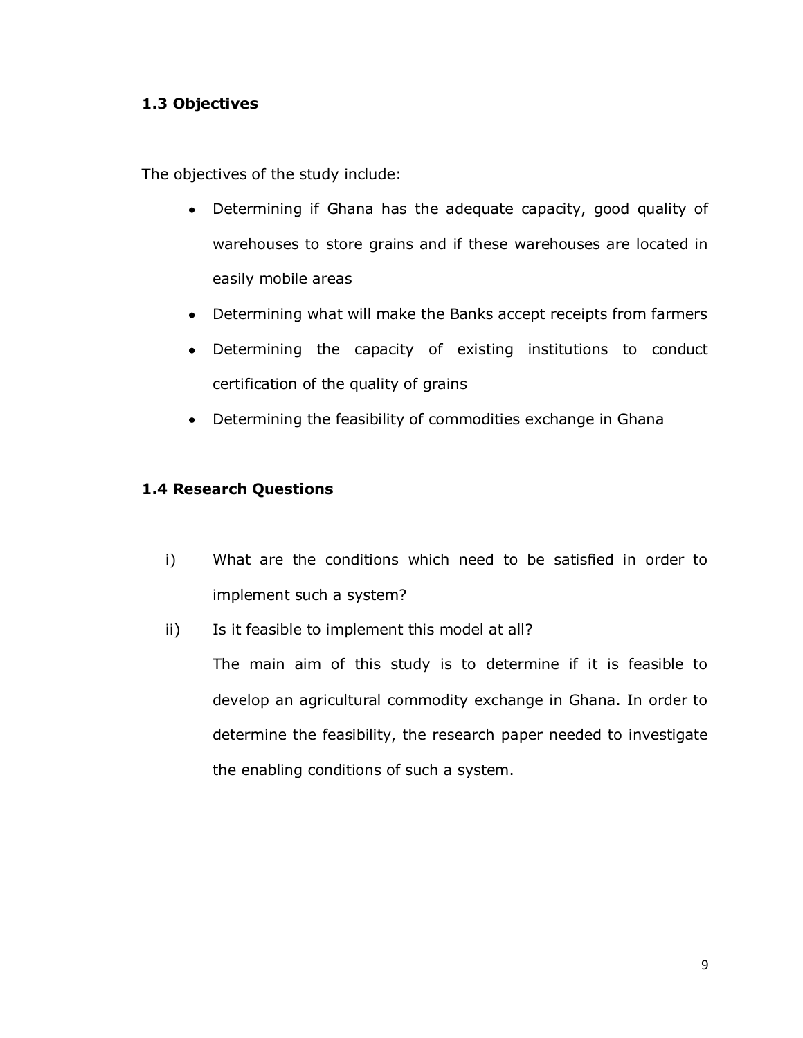### 1.3 Objectives

The objectives of the study include:

- Determining if Ghana has the adequate capacity, good quality of warehouses to store grains and if these warehouses are located in easily mobile areas
- Determining what will make the Banks accept receipts from farmers
- Determining the capacity of existing institutions to conduct certification of the quality of grains
- Determining the feasibility of commodities exchange in Ghana

### 1.4 Research Questions

i) What are the conditions which need to be satisfied in order to implement such a system?

ii) Is it feasible to implement this model at all?

The main aim of this study is to determine if it is feasible to develop an agricultural commodity exchange in Ghana. In order to determine the feasibility, the research paper needed to investigate the enabling conditions of such a system.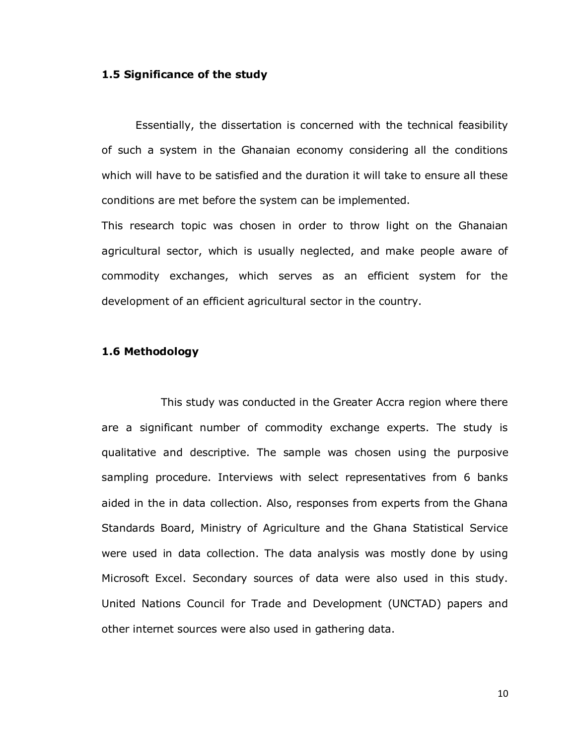### 1.5 Significance of the study

Essentially, the dissertation is concerned with the technical feasibility of such a system in the Ghanaian economy considering all the conditions which will have to be satisfied and the duration it will take to ensure all these conditions are met before the system can be implemented.

This research topic was chosen in order to throw light on the Ghanaian agricultural sector, which is usually neglected, and make people aware of commodity exchanges, which serves as an efficient system for the development of an efficient agricultural sector in the country.

### 1.6 Methodology

This study was conducted in the Greater Accra region where there are a significant number of commodity exchange experts. The study is qualitative and descriptive. The sample was chosen using the purposive sampling procedure. Interviews with select representatives from 6 banks aided in the in data collection. Also, responses from experts from the Ghana Standards Board, Ministry of Agriculture and the Ghana Statistical Service were used in data collection. The data analysis was mostly done by using Microsoft Excel. Secondary sources of data were also used in this study. United Nations Council for Trade and Development (UNCTAD) papers and other internet sources were also used in gathering data.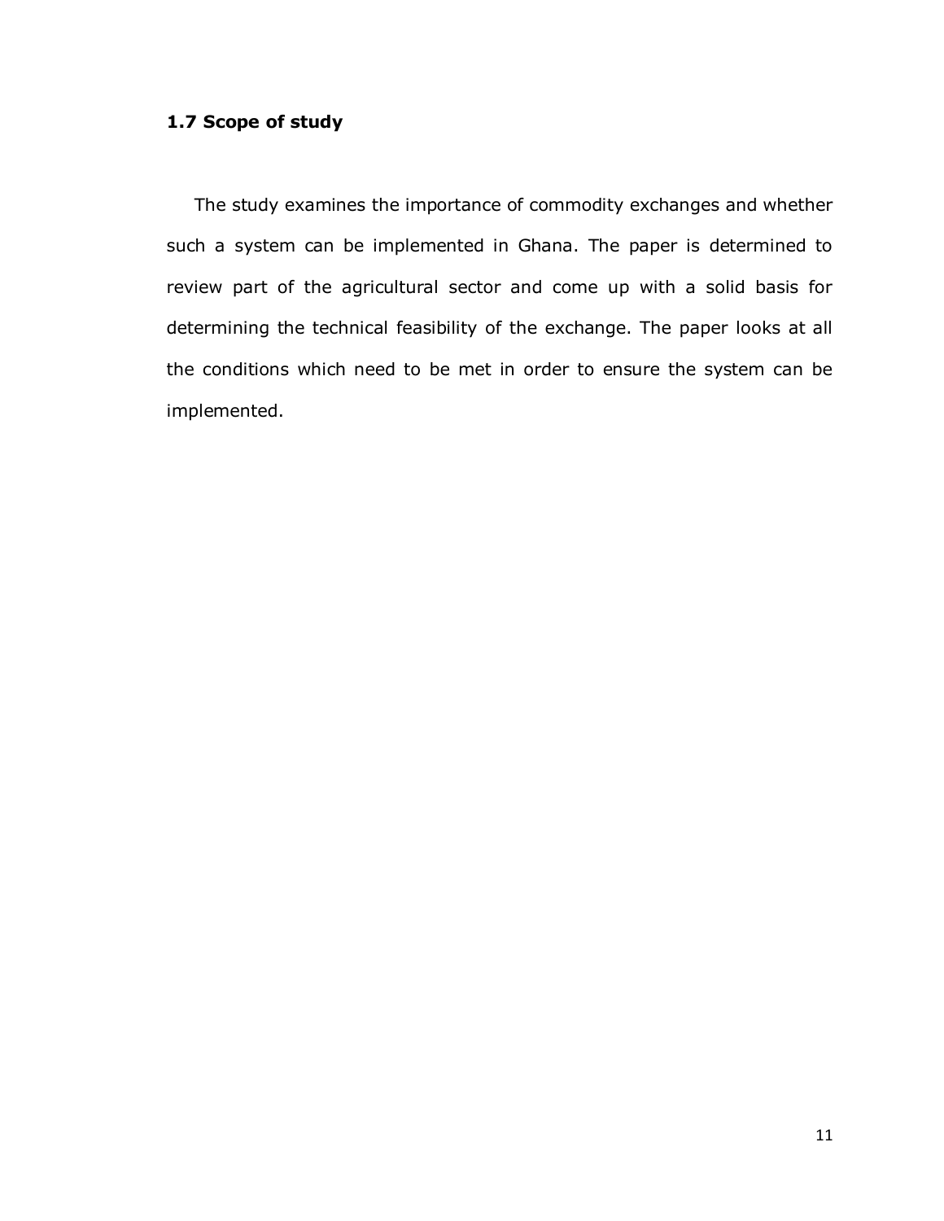### 1.7 Scope of study

The study examines the importance of commodity exchanges and whether such a system can be implemented in Ghana. The paper is determined to review part of the agricultural sector and come up with a solid basis for determining the technical feasibility of the exchange. The paper looks at all the conditions which need to be met in order to ensure the system can be implemented.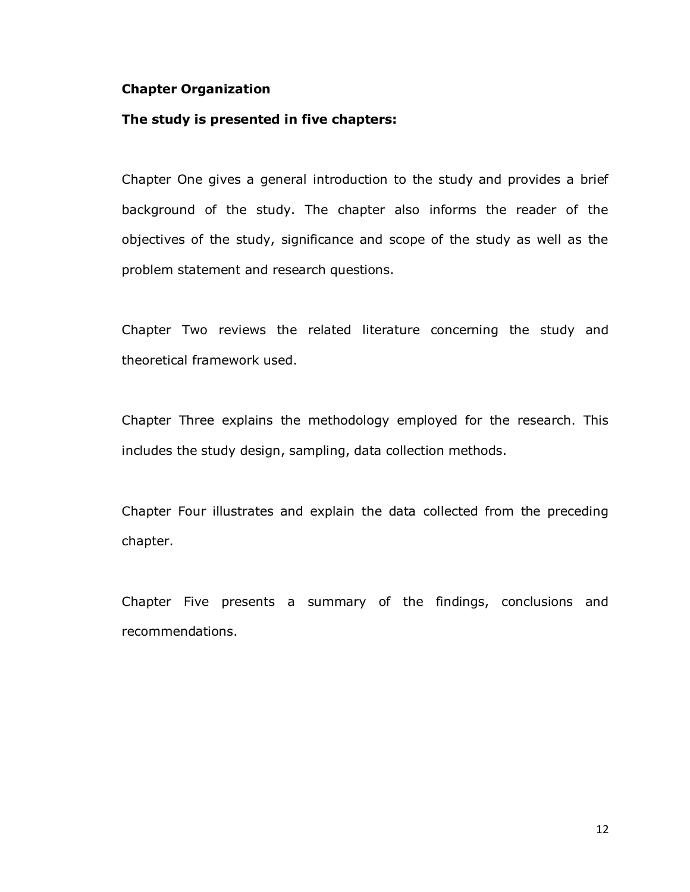**Chapter Organization**

**The study is presented in five chapters:**

Chapter One gives a general introduction to the study and provides a brief background of the study. The chapter also informs the reader of the objectives of the study, significance and scope of the study as well as the problem statement and research questions.

Chapter Two reviews the related literature concerning the study and theoretical framework used.

Chapter Three explains the methodology employed for the research. This includes the study design, sampling, data collection methods.

Chapter Four illustrates and explain the data collected from the preceding chapter.

Chapter Five presents a summary of the findings, conclusions and recommendations.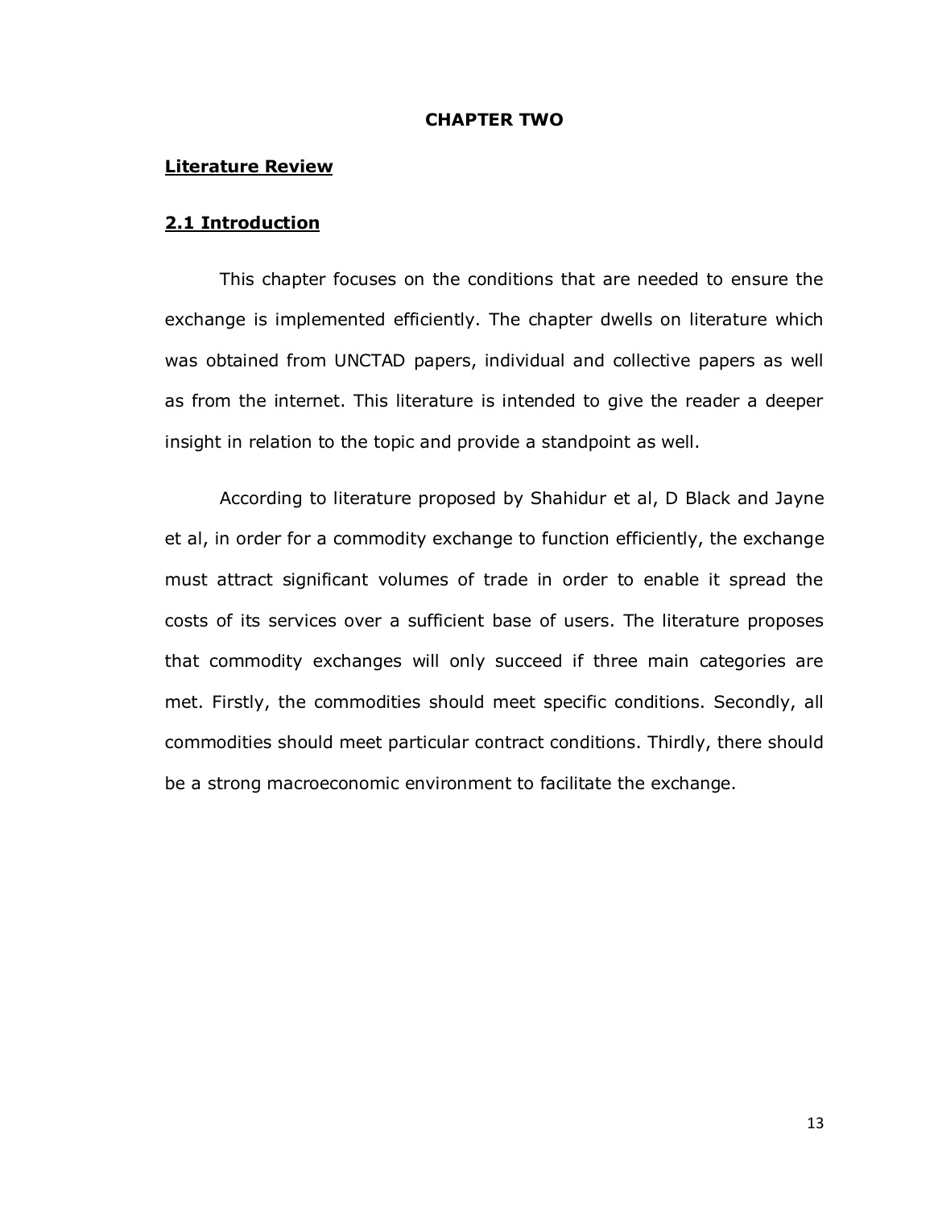# CHAPTER TWO

## Literature Review

### 2.1 Introduction

This chapter focuses on the conditions that are needed to ensure the exchange is implemented efficiently. The chapter dwells on literature which was obtained from UNCTAD papers, individual and collective papers as well as from the internet. This literature is intended to give the reader a deeper insight in relation to the topic and provide a standpoint as well.

According to literature proposed by Shahidur et al, D Black and Jayne et al, in order for a commodity exchange to function efficiently, the exchange must attract significant volumes of trade in order to enable it spread the costs of its services over a sufficient base of users. The literature proposes that commodity exchanges will only succeed if three main categories are met. Firstly, the commodities should meet specific conditions. Secondly, all commodities should meet particular contract conditions. Thirdly, there should be a strong macroeconomic environment to facilitate the exchange.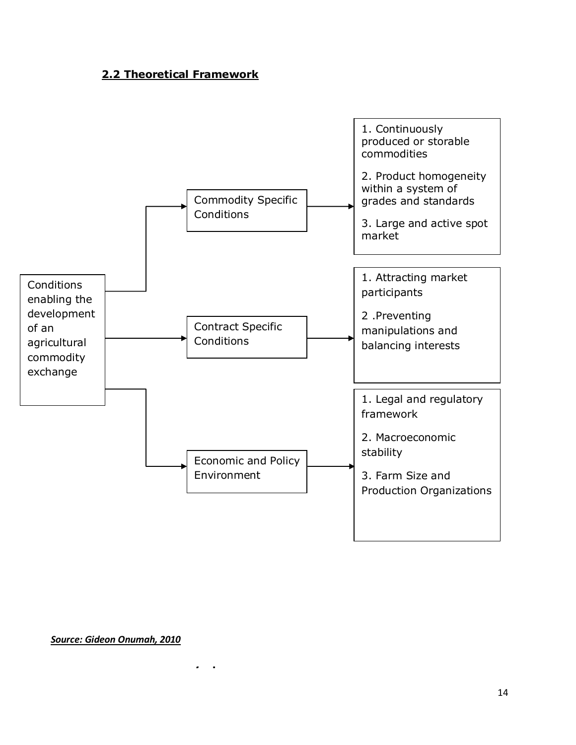## 2.2 Theoretical Framework

Conditions enabling the development of an agricultural commodity exchange

- **Commodity Specific Conditions**
  1. Continuously produced or storable commodities
  2. Product homogeneity within a system of grades and standards
  3. Large and active spot market
- **Contract Specific Conditions**
  1. Attracting market participants
  2. Preventing manipulations and balancing interests
- **Economic and Policy Environment**
  1. Legal and regulatory framework
  2. Macroeconomic stability
  3. Farm Size and Production Organizations

***Source: Gideon Onumah, 2010***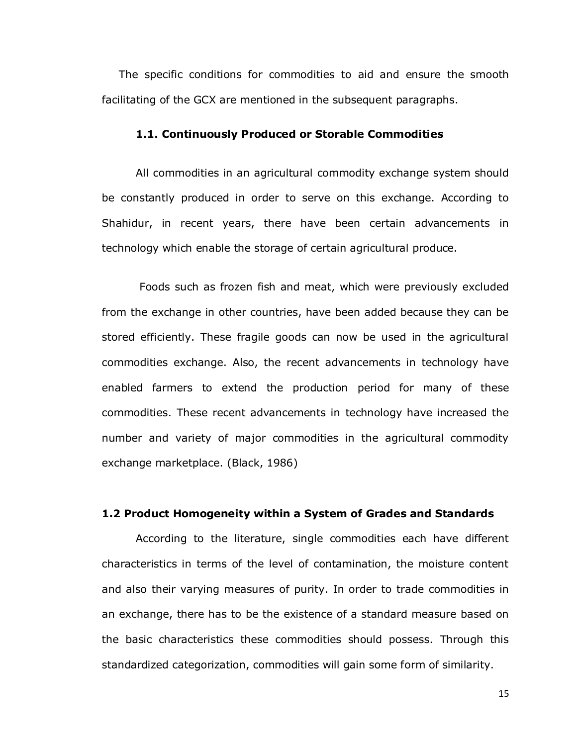The specific conditions for commodities to aid and ensure the smooth facilitating of the GCX are mentioned in the subsequent paragraphs.

### 1.1. Continuously Produced or Storable Commodities

All commodities in an agricultural commodity exchange system should be constantly produced in order to serve on this exchange. According to Shahidur, in recent years, there have been certain advancements in technology which enable the storage of certain agricultural produce.

Foods such as frozen fish and meat, which were previously excluded from the exchange in other countries, have been added because they can be stored efficiently. These fragile goods can now be used in the agricultural commodities exchange. Also, the recent advancements in technology have enabled farmers to extend the production period for many of these commodities. These recent advancements in technology have increased the number and variety of major commodities in the agricultural commodity exchange marketplace. (Black, 1986)

### 1.2 Product Homogeneity within a System of Grades and Standards

According to the literature, single commodities each have different characteristics in terms of the level of contamination, the moisture content and also their varying measures of purity. In order to trade commodities in an exchange, there has to be the existence of a standard measure based on the basic characteristics these commodities should possess. Through this standardized categorization, commodities will gain some form of similarity.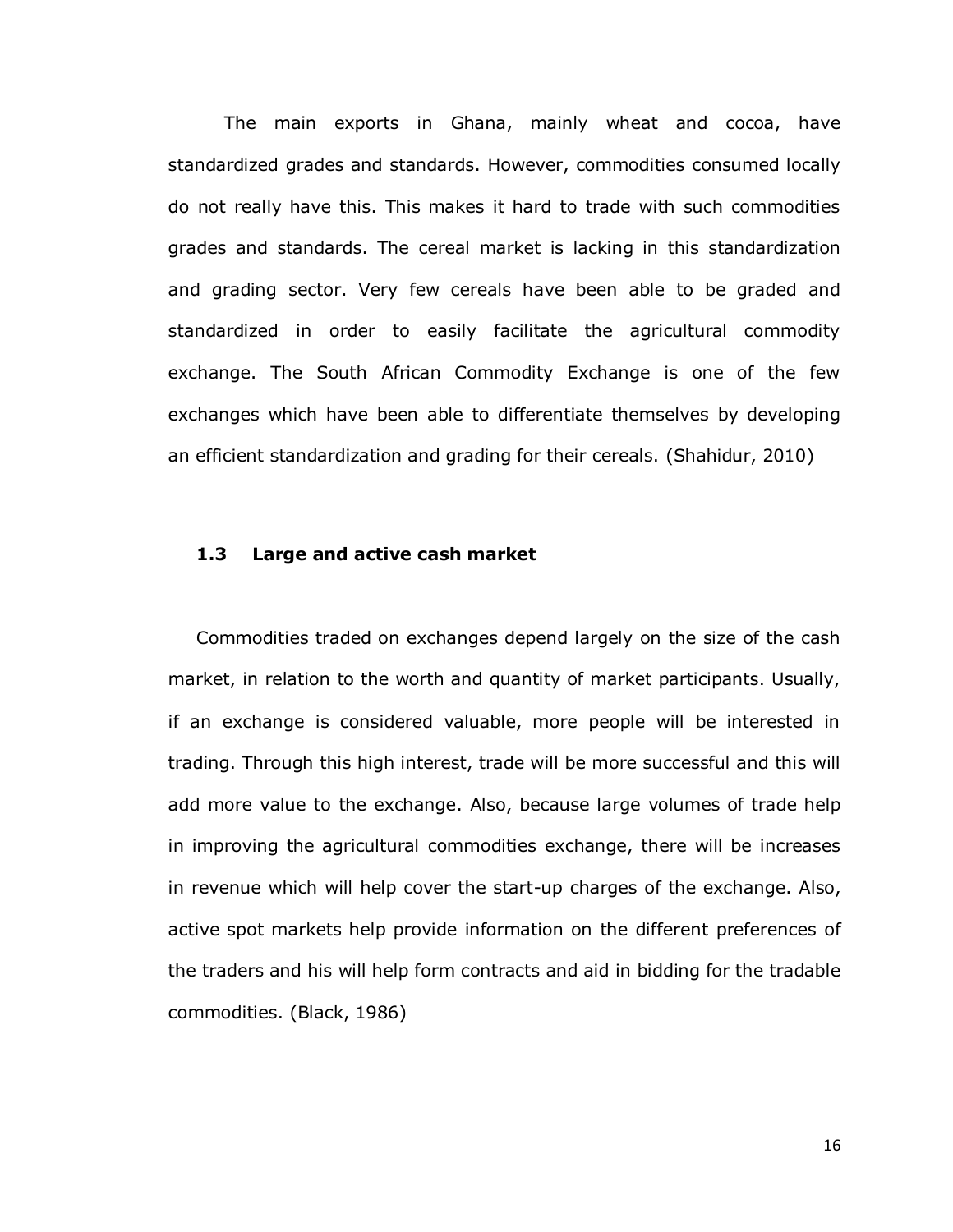The main exports in Ghana, mainly wheat and cocoa, have standardized grades and standards. However, commodities consumed locally do not really have this. This makes it hard to trade with such commodities grades and standards. The cereal market is lacking in this standardization and grading sector. Very few cereals have been able to be graded and standardized in order to easily facilitate the agricultural commodity exchange. The South African Commodity Exchange is one of the few exchanges which have been able to differentiate themselves by developing an efficient standardization and grading for their cereals. (Shahidur, 2010)

### 1.3 Large and active cash market

Commodities traded on exchanges depend largely on the size of the cash market, in relation to the worth and quantity of market participants. Usually, if an exchange is considered valuable, more people will be interested in trading. Through this high interest, trade will be more successful and this will add more value to the exchange. Also, because large volumes of trade help in improving the agricultural commodities exchange, there will be increases in revenue which will help cover the start-up charges of the exchange. Also, active spot markets help provide information on the different preferences of the traders and his will help form contracts and aid in bidding for the tradable commodities. (Black, 1986)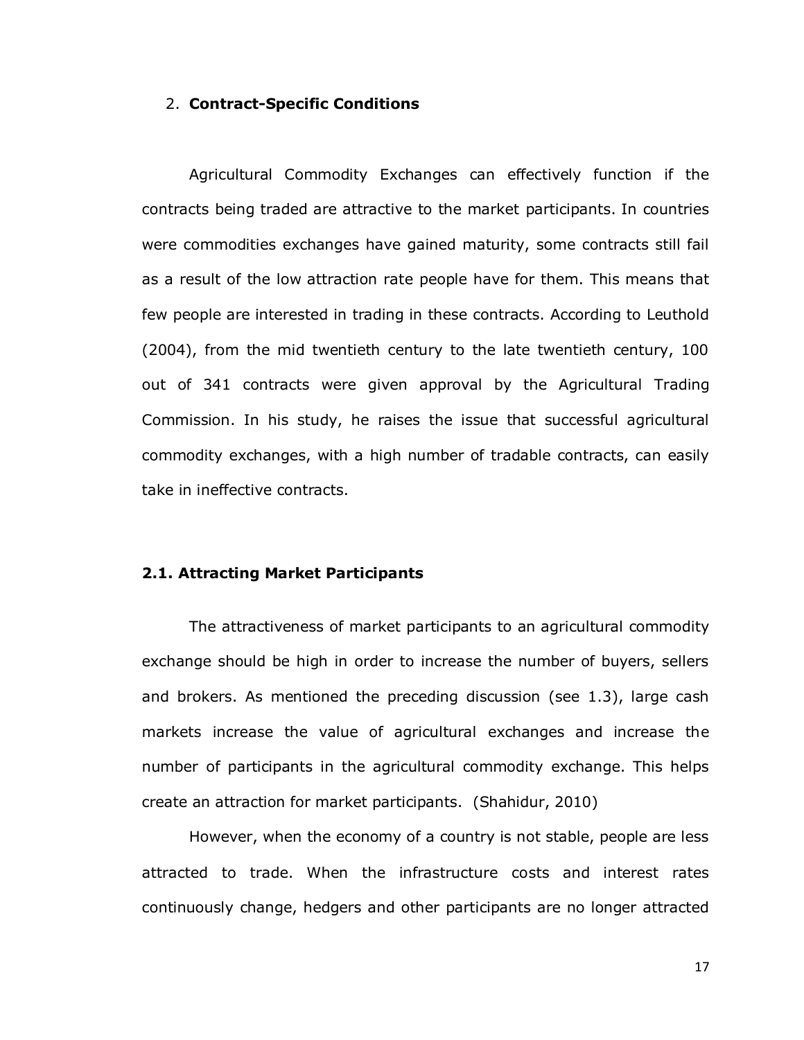## 2. **Contract-Specific Conditions**

Agricultural Commodity Exchanges can effectively function if the contracts being traded are attractive to the market participants. In countries were commodities exchanges have gained maturity, some contracts still fail as a result of the low attraction rate people have for them. This means that few people are interested in trading in these contracts. According to Leuthold (2004), from the mid twentieth century to the late twentieth century, 100 out of 341 contracts were given approval by the Agricultural Trading Commission. In his study, he raises the issue that successful agricultural commodity exchanges, with a high number of tradable contracts, can easily take in ineffective contracts.

### 2.1. Attracting Market Participants

The attractiveness of market participants to an agricultural commodity exchange should be high in order to increase the number of buyers, sellers and brokers. As mentioned the preceding discussion (see 1.3), large cash markets increase the value of agricultural exchanges and increase the number of participants in the agricultural commodity exchange. This helps create an attraction for market participants. (Shahidur, 2010)

However, when the economy of a country is not stable, people are less attracted to trade. When the infrastructure costs and interest rates continuously change, hedgers and other participants are no longer attracted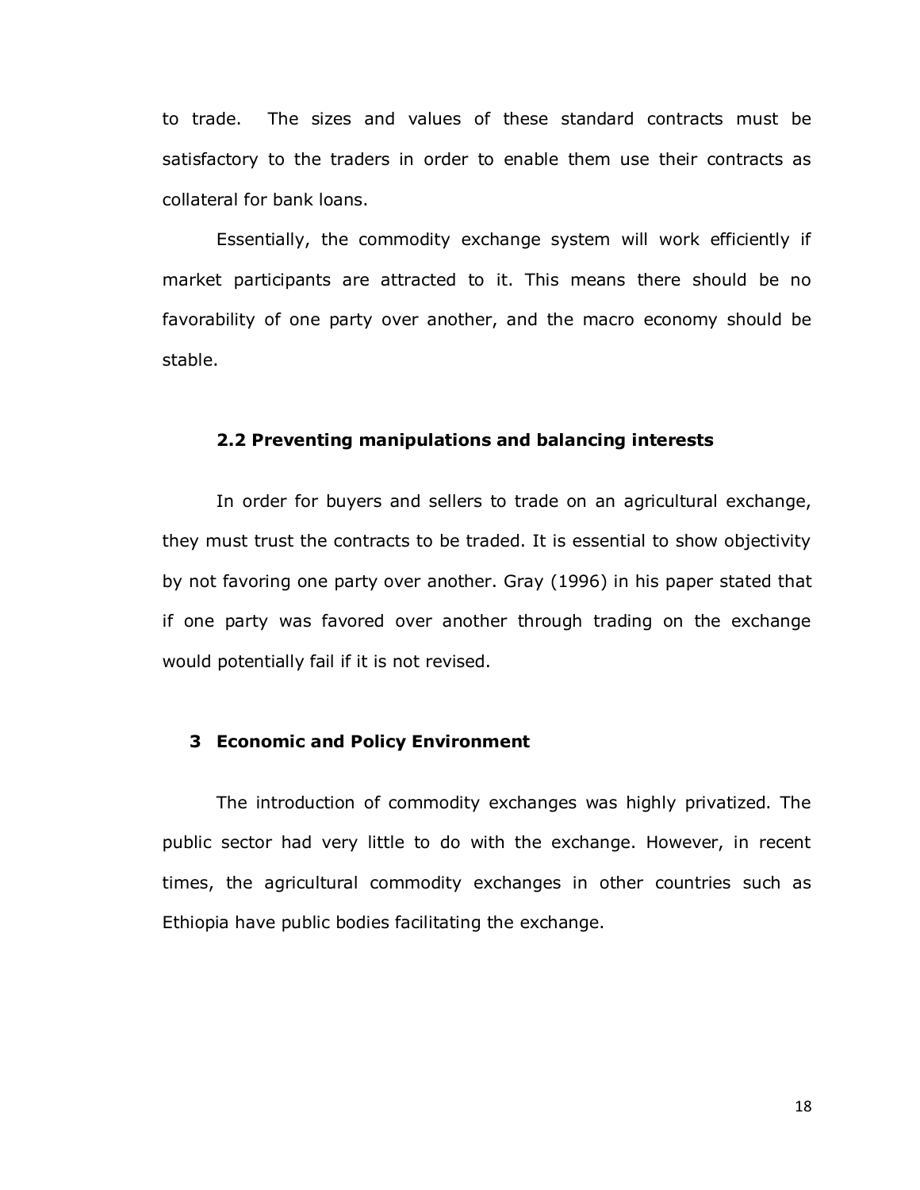to trade. The sizes and values of these standard contracts must be satisfactory to the traders in order to enable them use their contracts as collateral for bank loans.

Essentially, the commodity exchange system will work efficiently if market participants are attracted to it. This means there should be no favorability of one party over another, and the macro economy should be stable.

### 2.2 Preventing manipulations and balancing interests

In order for buyers and sellers to trade on an agricultural exchange, they must trust the contracts to be traded. It is essential to show objectivity by not favoring one party over another. Gray (1996) in his paper stated that if one party was favored over another through trading on the exchange would potentially fail if it is not revised.

## 3 Economic and Policy Environment

The introduction of commodity exchanges was highly privatized. The public sector had very little to do with the exchange. However, in recent times, the agricultural commodity exchanges in other countries such as Ethiopia have public bodies facilitating the exchange.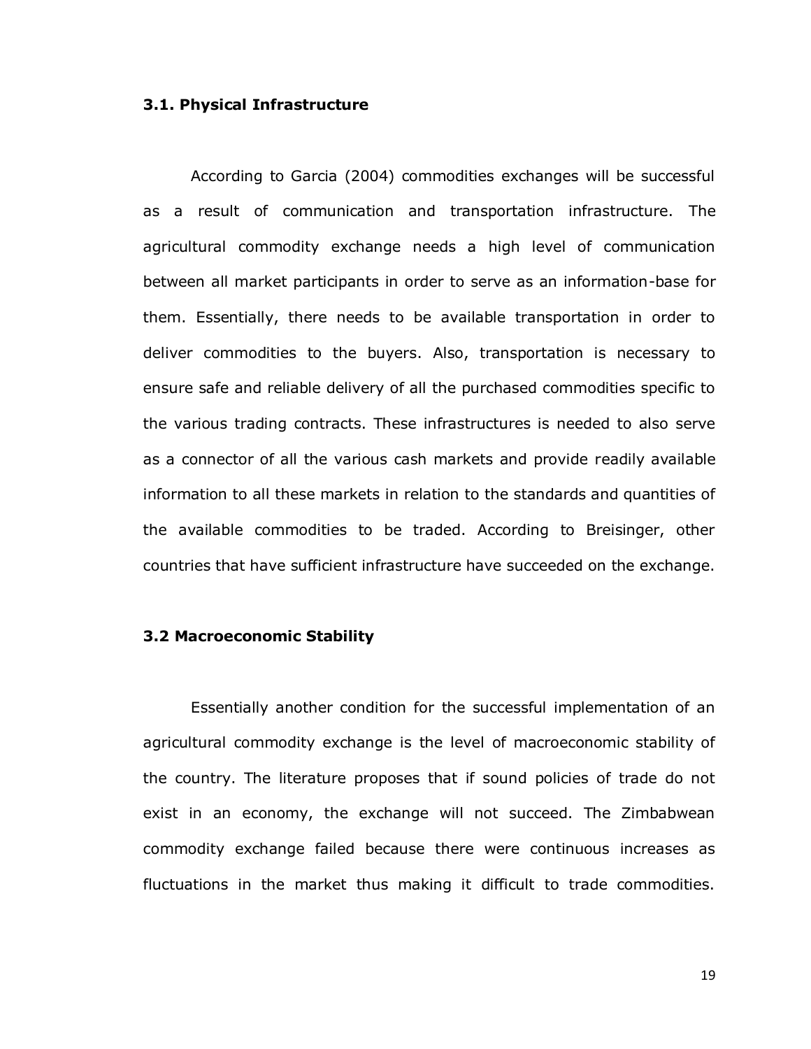### 3.1. Physical Infrastructure

According to Garcia (2004) commodities exchanges will be successful as a result of communication and transportation infrastructure. The agricultural commodity exchange needs a high level of communication between all market participants in order to serve as an information-base for them. Essentially, there needs to be available transportation in order to deliver commodities to the buyers. Also, transportation is necessary to ensure safe and reliable delivery of all the purchased commodities specific to the various trading contracts. These infrastructures is needed to also serve as a connector of all the various cash markets and provide readily available information to all these markets in relation to the standards and quantities of the available commodities to be traded. According to Breisinger, other countries that have sufficient infrastructure have succeeded on the exchange.

### 3.2 Macroeconomic Stability

Essentially another condition for the successful implementation of an agricultural commodity exchange is the level of macroeconomic stability of the country. The literature proposes that if sound policies of trade do not exist in an economy, the exchange will not succeed. The Zimbabwean commodity exchange failed because there were continuous increases as fluctuations in the market thus making it difficult to trade commodities.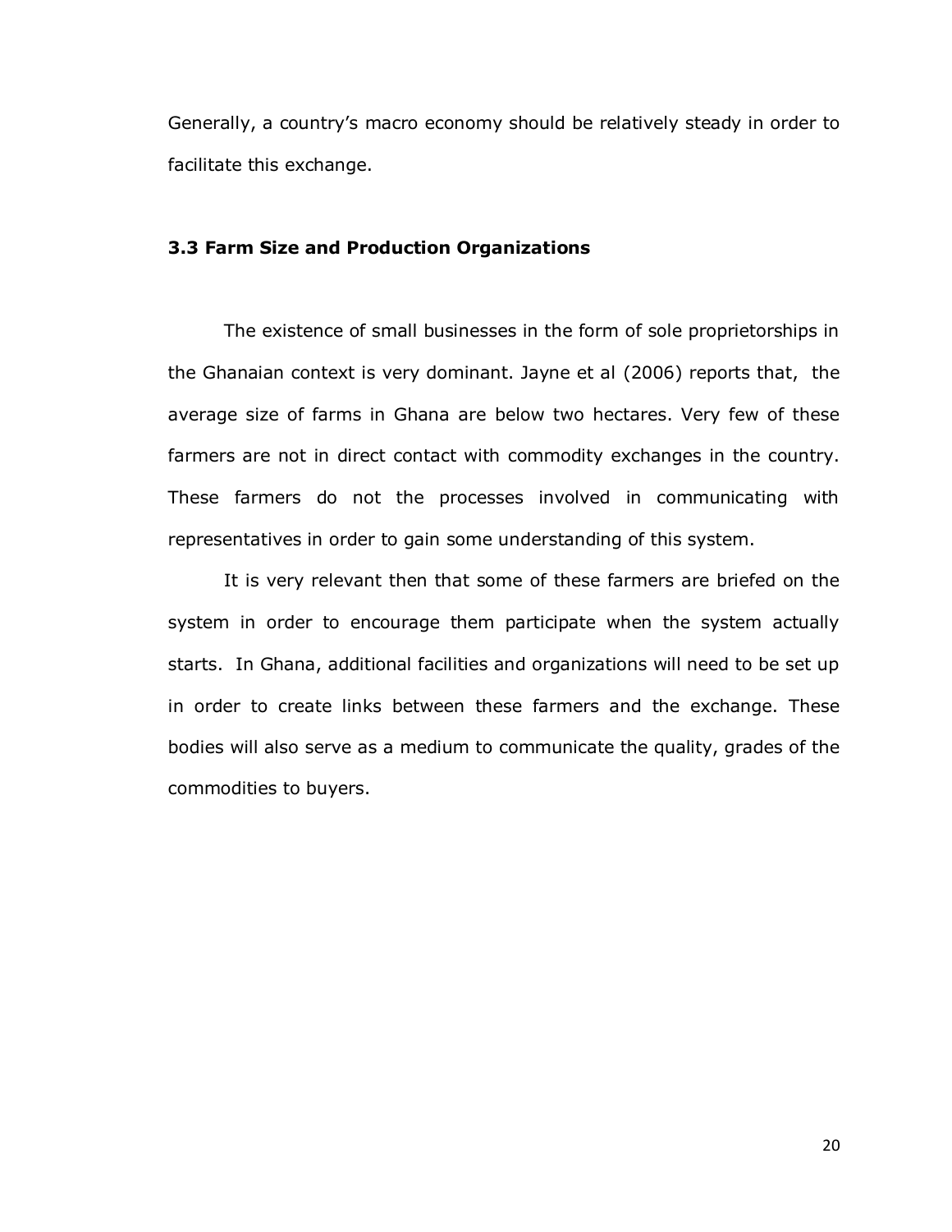Generally, a country's macro economy should be relatively steady in order to facilitate this exchange.

### 3.3 Farm Size and Production Organizations

The existence of small businesses in the form of sole proprietorships in the Ghanaian context is very dominant. Jayne et al (2006) reports that, the average size of farms in Ghana are below two hectares. Very few of these farmers are not in direct contact with commodity exchanges in the country. These farmers do not the processes involved in communicating with representatives in order to gain some understanding of this system.

It is very relevant then that some of these farmers are briefed on the system in order to encourage them participate when the system actually starts. In Ghana, additional facilities and organizations will need to be set up in order to create links between these farmers and the exchange. These bodies will also serve as a medium to communicate the quality, grades of the commodities to buyers.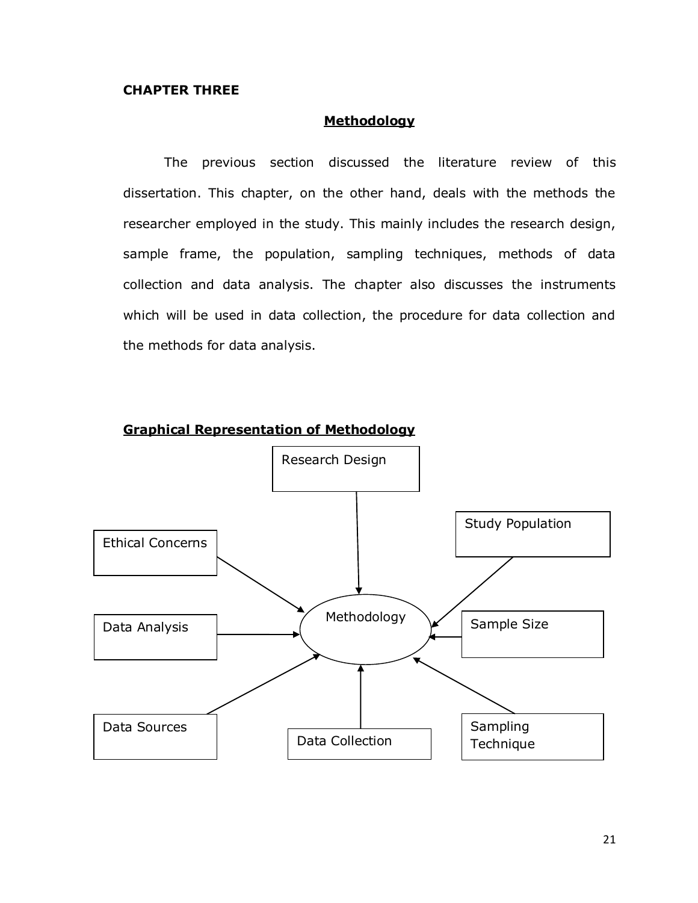**CHAPTER THREE**

## Methodology

The previous section discussed the literature review of this dissertation. This chapter, on the other hand, deals with the methods the researcher employed in the study. This mainly includes the research design, sample frame, the population, sampling techniques, methods of data collection and data analysis. The chapter also discusses the instruments which will be used in data collection, the procedure for data collection and the methods for data analysis.

**Graphical Representation of Methodology**

Research Design

Study Population

Ethical Concerns

Methodology

Data Analysis

Sample Size

Data Sources

Data Collection

Sampling Technique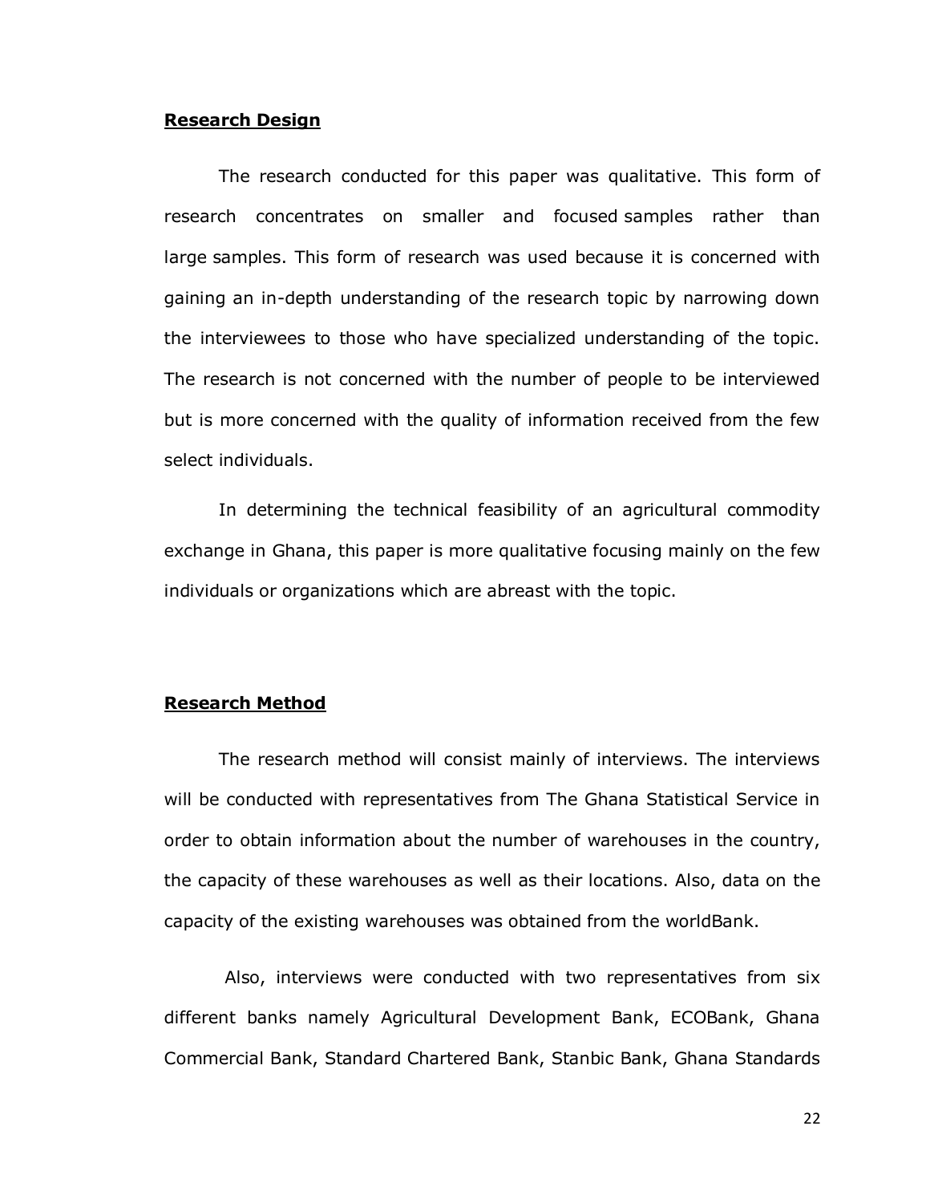**Research Design**

The research conducted for this paper was qualitative. This form of research concentrates on smaller and focused samples rather than large samples. This form of research was used because it is concerned with gaining an in-depth understanding of the research topic by narrowing down the interviewees to those who have specialized understanding of the topic. The research is not concerned with the number of people to be interviewed but is more concerned with the quality of information received from the few select individuals.

In determining the technical feasibility of an agricultural commodity exchange in Ghana, this paper is more qualitative focusing mainly on the few individuals or organizations which are abreast with the topic.

**Research Method**

The research method will consist mainly of interviews. The interviews will be conducted with representatives from The Ghana Statistical Service in order to obtain information about the number of warehouses in the country, the capacity of these warehouses as well as their locations. Also, data on the capacity of the existing warehouses was obtained from the worldBank.

Also, interviews were conducted with two representatives from six different banks namely Agricultural Development Bank, ECOBank, Ghana Commercial Bank, Standard Chartered Bank, Stanbic Bank, Ghana Standards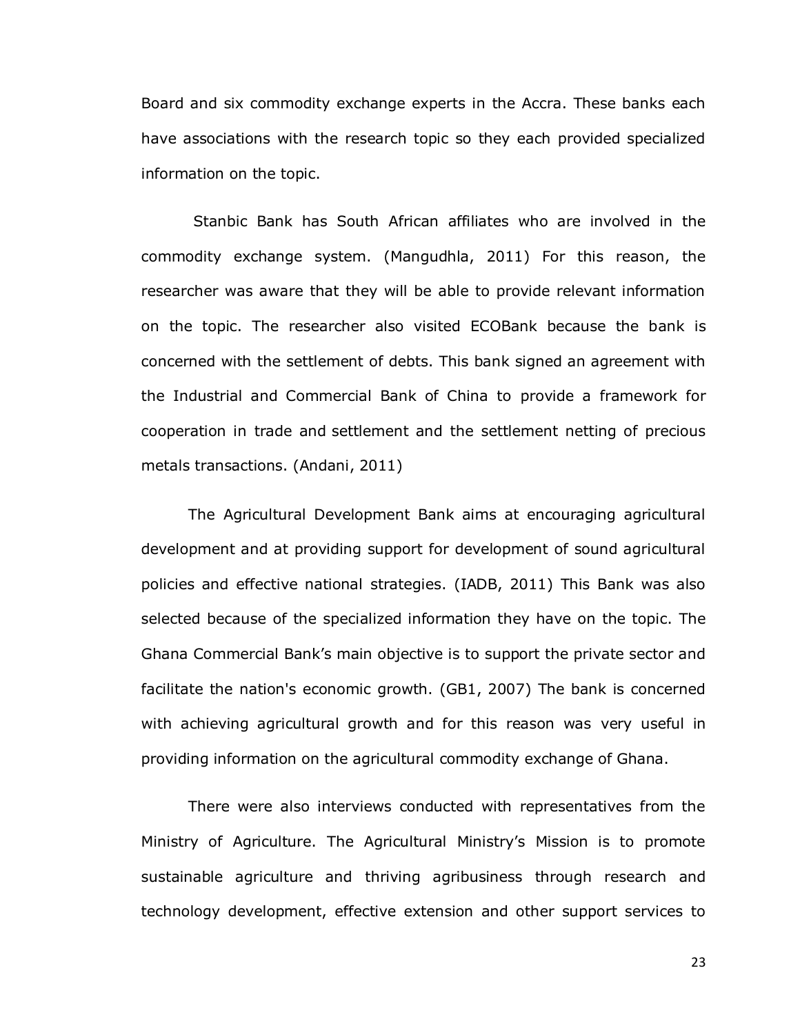Board and six commodity exchange experts in the Accra. These banks each have associations with the research topic so they each provided specialized information on the topic.

Stanbic Bank has South African affiliates who are involved in the commodity exchange system. (Mangudhla, 2011) For this reason, the researcher was aware that they will be able to provide relevant information on the topic. The researcher also visited ECOBank because the bank is concerned with the settlement of debts. This bank signed an agreement with the Industrial and Commercial Bank of China to provide a framework for cooperation in trade and settlement and the settlement netting of precious metals transactions. (Andani, 2011)

The Agricultural Development Bank aims at encouraging agricultural development and at providing support for development of sound agricultural policies and effective national strategies. (IADB, 2011) This Bank was also selected because of the specialized information they have on the topic. The Ghana Commercial Bank's main objective is to support the private sector and facilitate the nation's economic growth. (GB1, 2007) The bank is concerned with achieving agricultural growth and for this reason was very useful in providing information on the agricultural commodity exchange of Ghana.

There were also interviews conducted with representatives from the Ministry of Agriculture. The Agricultural Ministry's Mission is to promote sustainable agriculture and thriving agribusiness through research and technology development, effective extension and other support services to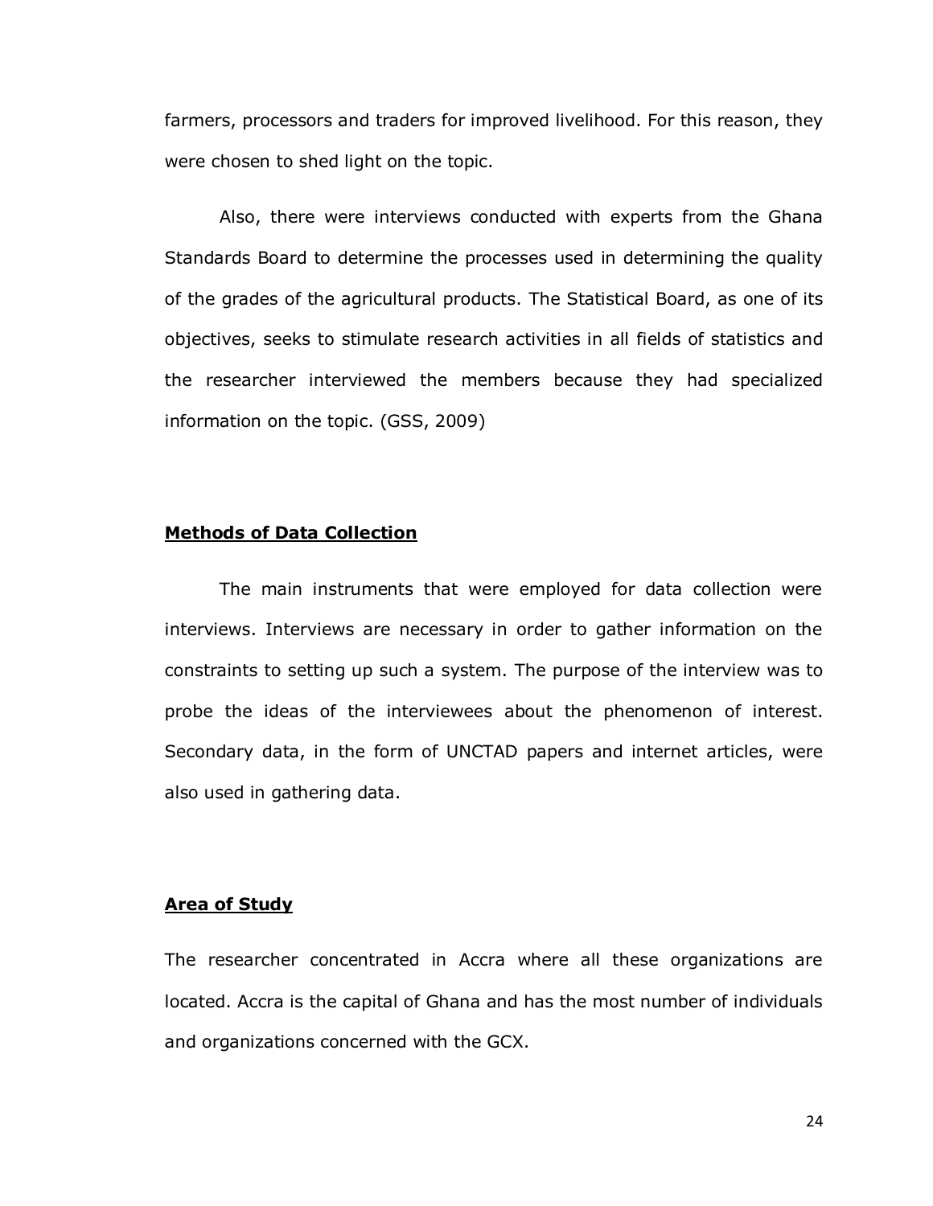farmers, processors and traders for improved livelihood. For this reason, they were chosen to shed light on the topic.

Also, there were interviews conducted with experts from the Ghana Standards Board to determine the processes used in determining the quality of the grades of the agricultural products. The Statistical Board, as one of its objectives, seeks to stimulate research activities in all fields of statistics and the researcher interviewed the members because they had specialized information on the topic. (GSS, 2009)

## **Methods of Data Collection**

The main instruments that were employed for data collection were interviews. Interviews are necessary in order to gather information on the constraints to setting up such a system. The purpose of the interview was to probe the ideas of the interviewees about the phenomenon of interest. Secondary data, in the form of UNCTAD papers and internet articles, were also used in gathering data.

## **Area of Study**

The researcher concentrated in Accra where all these organizations are located. Accra is the capital of Ghana and has the most number of individuals and organizations concerned with the GCX.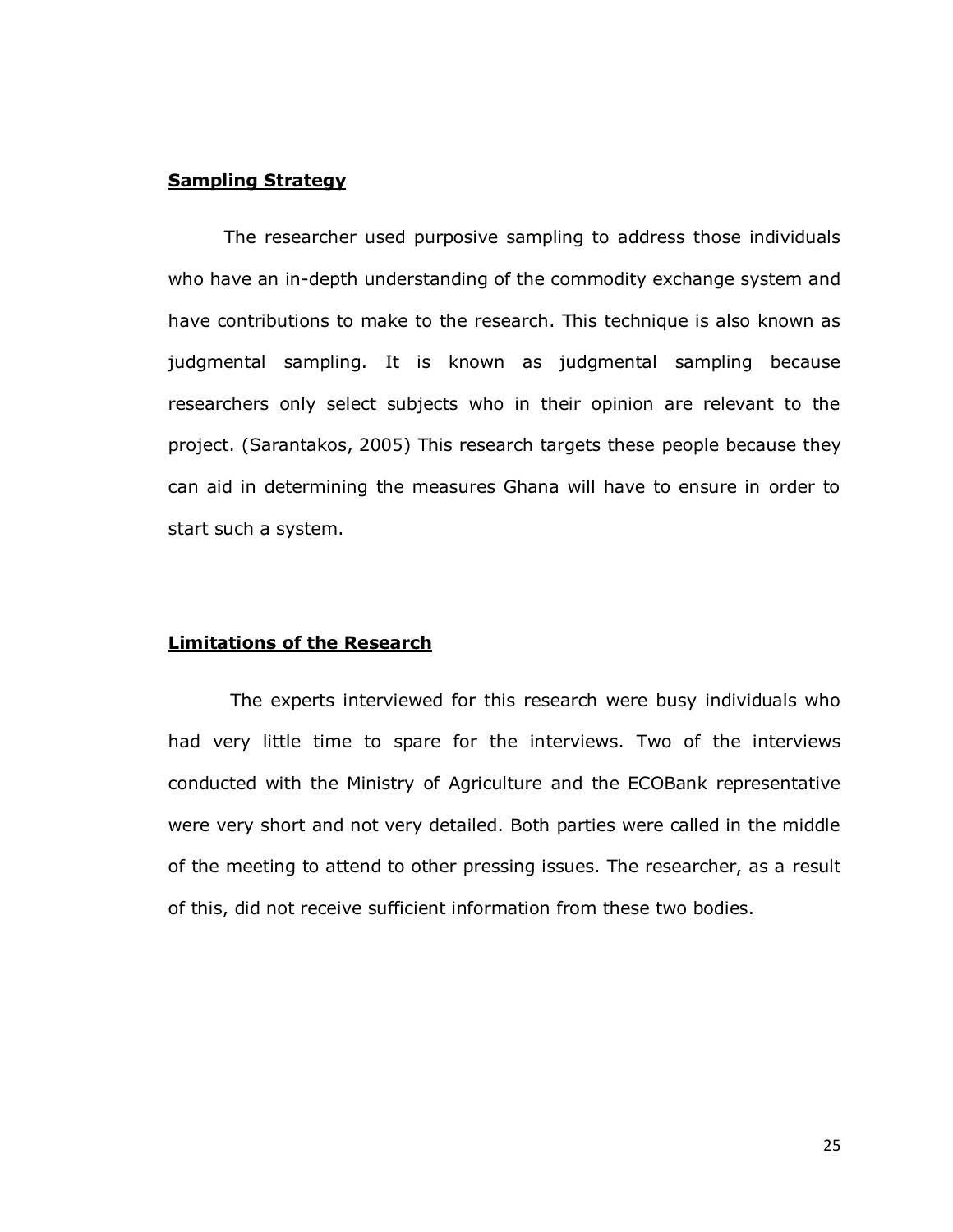## Sampling Strategy

The researcher used purposive sampling to address those individuals who have an in-depth understanding of the commodity exchange system and have contributions to make to the research. This technique is also known as judgmental sampling. It is known as judgmental sampling because researchers only select subjects who in their opinion are relevant to the project. (Sarantakos, 2005) This research targets these people because they can aid in determining the measures Ghana will have to ensure in order to start such a system.

## Limitations of the Research

The experts interviewed for this research were busy individuals who had very little time to spare for the interviews. Two of the interviews conducted with the Ministry of Agriculture and the ECOBank representative were very short and not very detailed. Both parties were called in the middle of the meeting to attend to other pressing issues. The researcher, as a result of this, did not receive sufficient information from these two bodies.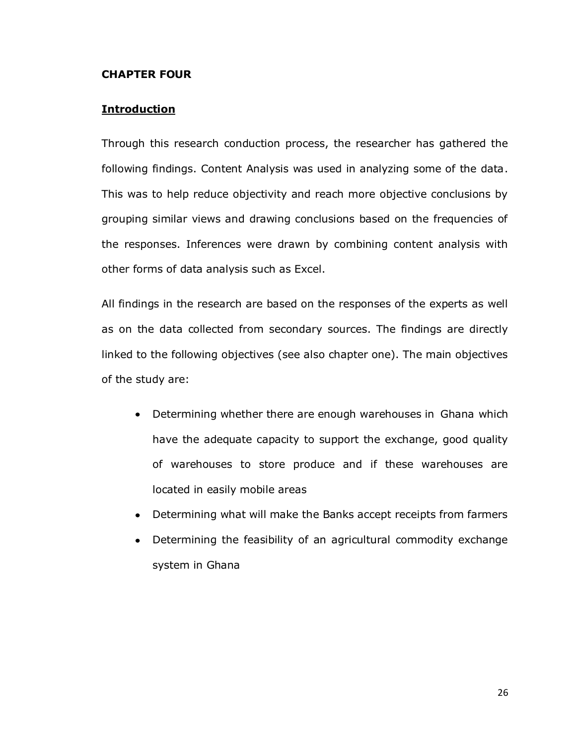# CHAPTER FOUR

## Introduction

Through this research conduction process, the researcher has gathered the following findings. Content Analysis was used in analyzing some of the data. This was to help reduce objectivity and reach more objective conclusions by grouping similar views and drawing conclusions based on the frequencies of the responses. Inferences were drawn by combining content analysis with other forms of data analysis such as Excel.

All findings in the research are based on the responses of the experts as well as on the data collected from secondary sources. The findings are directly linked to the following objectives (see also chapter one). The main objectives of the study are:

- Determining whether there are enough warehouses in Ghana which have the adequate capacity to support the exchange, good quality of warehouses to store produce and if these warehouses are located in easily mobile areas
- Determining what will make the Banks accept receipts from farmers
- Determining the feasibility of an agricultural commodity exchange system in Ghana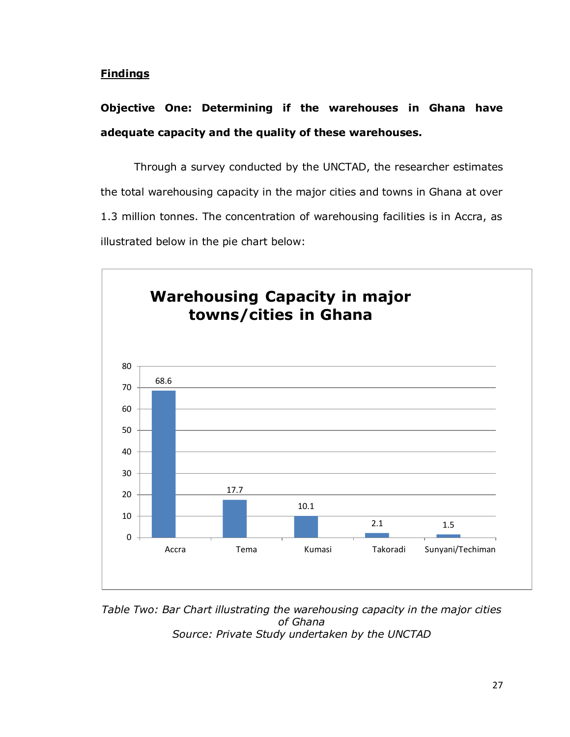## Findings

**Objective One: Determining if the warehouses in Ghana have adequate capacity and the quality of these warehouses.**

Through a survey conducted by the UNCTAD, the researcher estimates the total warehousing capacity in the major cities and towns in Ghana at over 1.3 million tonnes. The concentration of warehousing facilities is in Accra, as illustrated below in the pie chart below:

**Warehousing Capacity in major towns/cities in Ghana**

| Town/City | Capacity |
| --- | --- |
| Accra | 68.6 |
| Tema | 17.7 |
| Kumasi | 10.1 |
| Takoradi | 2.1 |
| Sunyani/Techiman | 1.5 |

*Table Two: Bar Chart illustrating the warehousing capacity in the major cities of Ghana*
*Source: Private Study undertaken by the UNCTAD*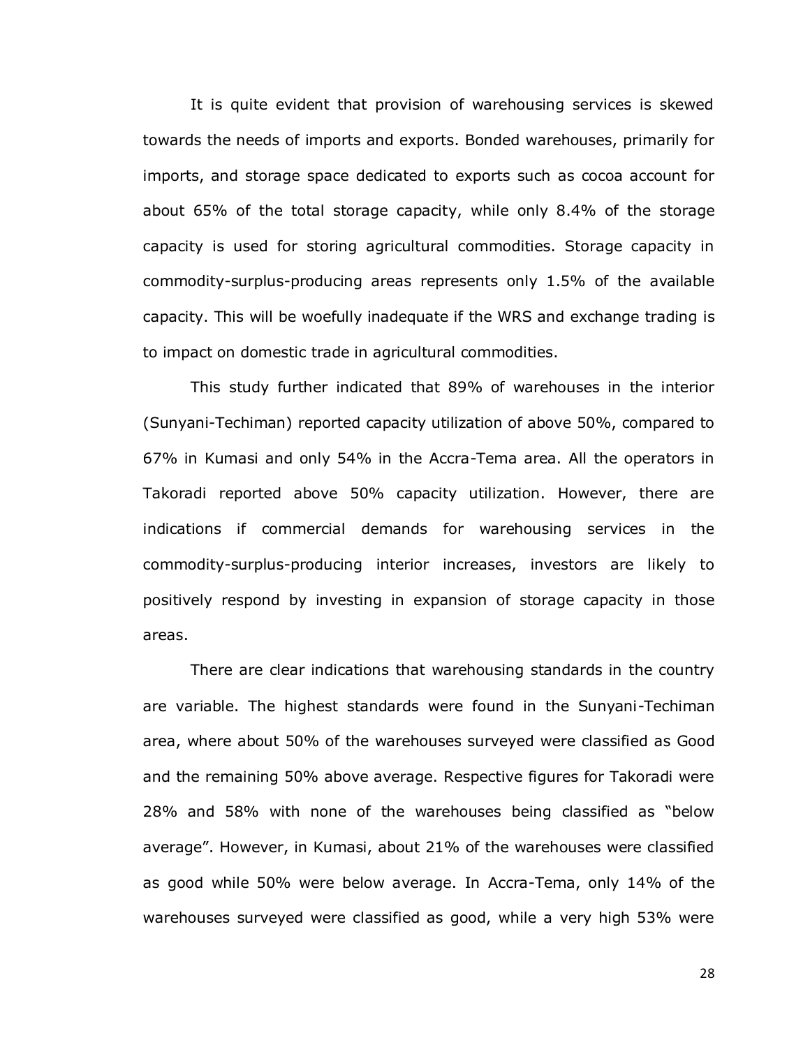It is quite evident that provision of warehousing services is skewed towards the needs of imports and exports. Bonded warehouses, primarily for imports, and storage space dedicated to exports such as cocoa account for about 65% of the total storage capacity, while only 8.4% of the storage capacity is used for storing agricultural commodities. Storage capacity in commodity-surplus-producing areas represents only 1.5% of the available capacity. This will be woefully inadequate if the WRS and exchange trading is to impact on domestic trade in agricultural commodities.

This study further indicated that 89% of warehouses in the interior (Sunyani-Techiman) reported capacity utilization of above 50%, compared to 67% in Kumasi and only 54% in the Accra-Tema area. All the operators in Takoradi reported above 50% capacity utilization. However, there are indications if commercial demands for warehousing services in the commodity-surplus-producing interior increases, investors are likely to positively respond by investing in expansion of storage capacity in those areas.

There are clear indications that warehousing standards in the country are variable. The highest standards were found in the Sunyani-Techiman area, where about 50% of the warehouses surveyed were classified as Good and the remaining 50% above average. Respective figures for Takoradi were 28% and 58% with none of the warehouses being classified as "below average". However, in Kumasi, about 21% of the warehouses were classified as good while 50% were below average. In Accra-Tema, only 14% of the warehouses surveyed were classified as good, while a very high 53% were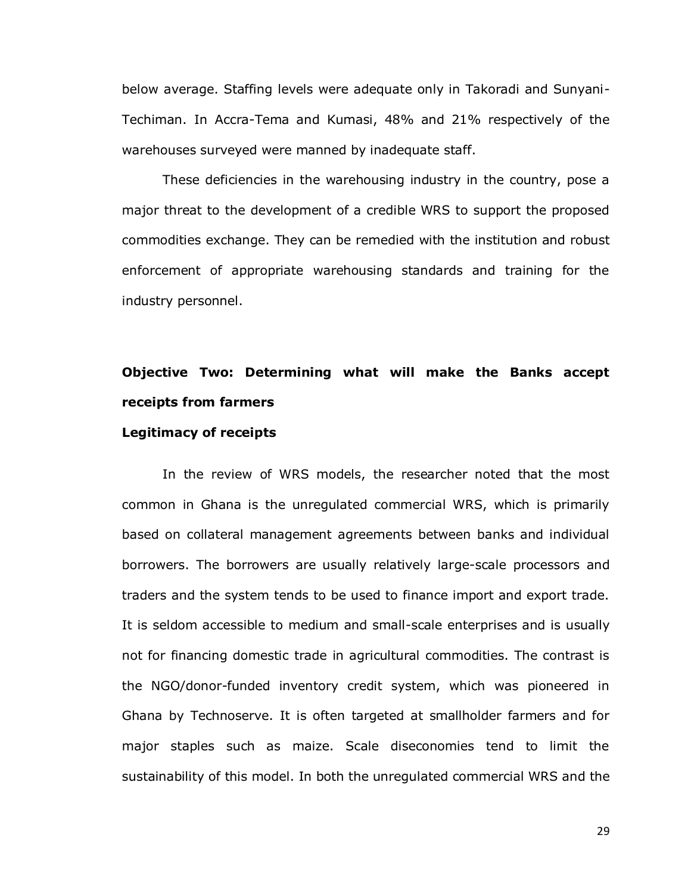below average. Staffing levels were adequate only in Takoradi and Sunyani-Techiman. In Accra-Tema and Kumasi, 48% and 21% respectively of the warehouses surveyed were manned by inadequate staff.

These deficiencies in the warehousing industry in the country, pose a major threat to the development of a credible WRS to support the proposed commodities exchange. They can be remedied with the institution and robust enforcement of appropriate warehousing standards and training for the industry personnel.

## Objective Two: Determining what will make the Banks accept receipts from farmers

### Legitimacy of receipts

In the review of WRS models, the researcher noted that the most common in Ghana is the unregulated commercial WRS, which is primarily based on collateral management agreements between banks and individual borrowers. The borrowers are usually relatively large-scale processors and traders and the system tends to be used to finance import and export trade. It is seldom accessible to medium and small-scale enterprises and is usually not for financing domestic trade in agricultural commodities. The contrast is the NGO/donor-funded inventory credit system, which was pioneered in Ghana by Technoserve. It is often targeted at smallholder farmers and for major staples such as maize. Scale diseconomies tend to limit the sustainability of this model. In both the unregulated commercial WRS and the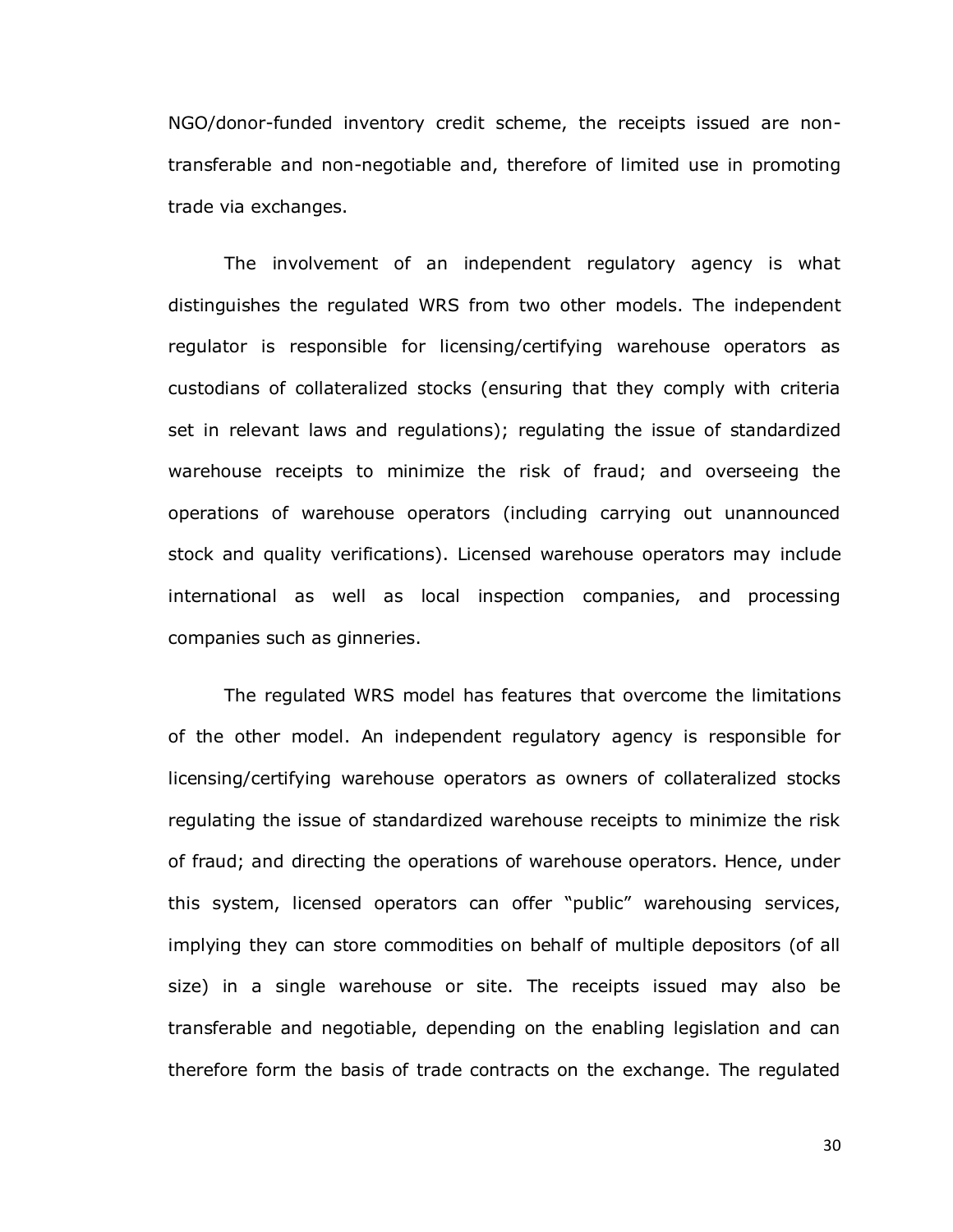NGO/donor-funded inventory credit scheme, the receipts issued are non-transferable and non-negotiable and, therefore of limited use in promoting trade via exchanges.

The involvement of an independent regulatory agency is what distinguishes the regulated WRS from two other models. The independent regulator is responsible for licensing/certifying warehouse operators as custodians of collateralized stocks (ensuring that they comply with criteria set in relevant laws and regulations); regulating the issue of standardized warehouse receipts to minimize the risk of fraud; and overseeing the operations of warehouse operators (including carrying out unannounced stock and quality verifications). Licensed warehouse operators may include international as well as local inspection companies, and processing companies such as ginneries.

The regulated WRS model has features that overcome the limitations of the other model. An independent regulatory agency is responsible for licensing/certifying warehouse operators as owners of collateralized stocks regulating the issue of standardized warehouse receipts to minimize the risk of fraud; and directing the operations of warehouse operators. Hence, under this system, licensed operators can offer "public" warehousing services, implying they can store commodities on behalf of multiple depositors (of all size) in a single warehouse or site. The receipts issued may also be transferable and negotiable, depending on the enabling legislation and can therefore form the basis of trade contracts on the exchange. The regulated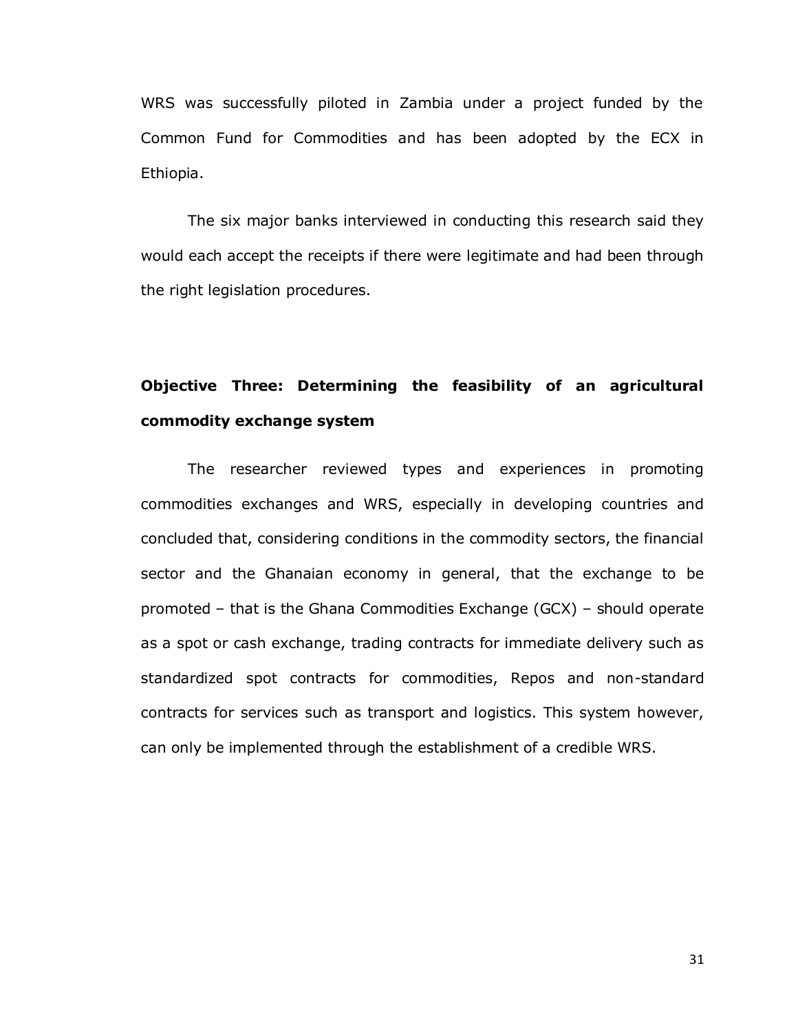WRS was successfully piloted in Zambia under a project funded by the Common Fund for Commodities and has been adopted by the ECX in Ethiopia.

The six major banks interviewed in conducting this research said they would each accept the receipts if there were legitimate and had been through the right legislation procedures.

**Objective Three: Determining the feasibility of an agricultural commodity exchange system**

The researcher reviewed types and experiences in promoting commodities exchanges and WRS, especially in developing countries and concluded that, considering conditions in the commodity sectors, the financial sector and the Ghanaian economy in general, that the exchange to be promoted – that is the Ghana Commodities Exchange (GCX) – should operate as a spot or cash exchange, trading contracts for immediate delivery such as standardized spot contracts for commodities, Repos and non-standard contracts for services such as transport and logistics. This system however, can only be implemented through the establishment of a credible WRS.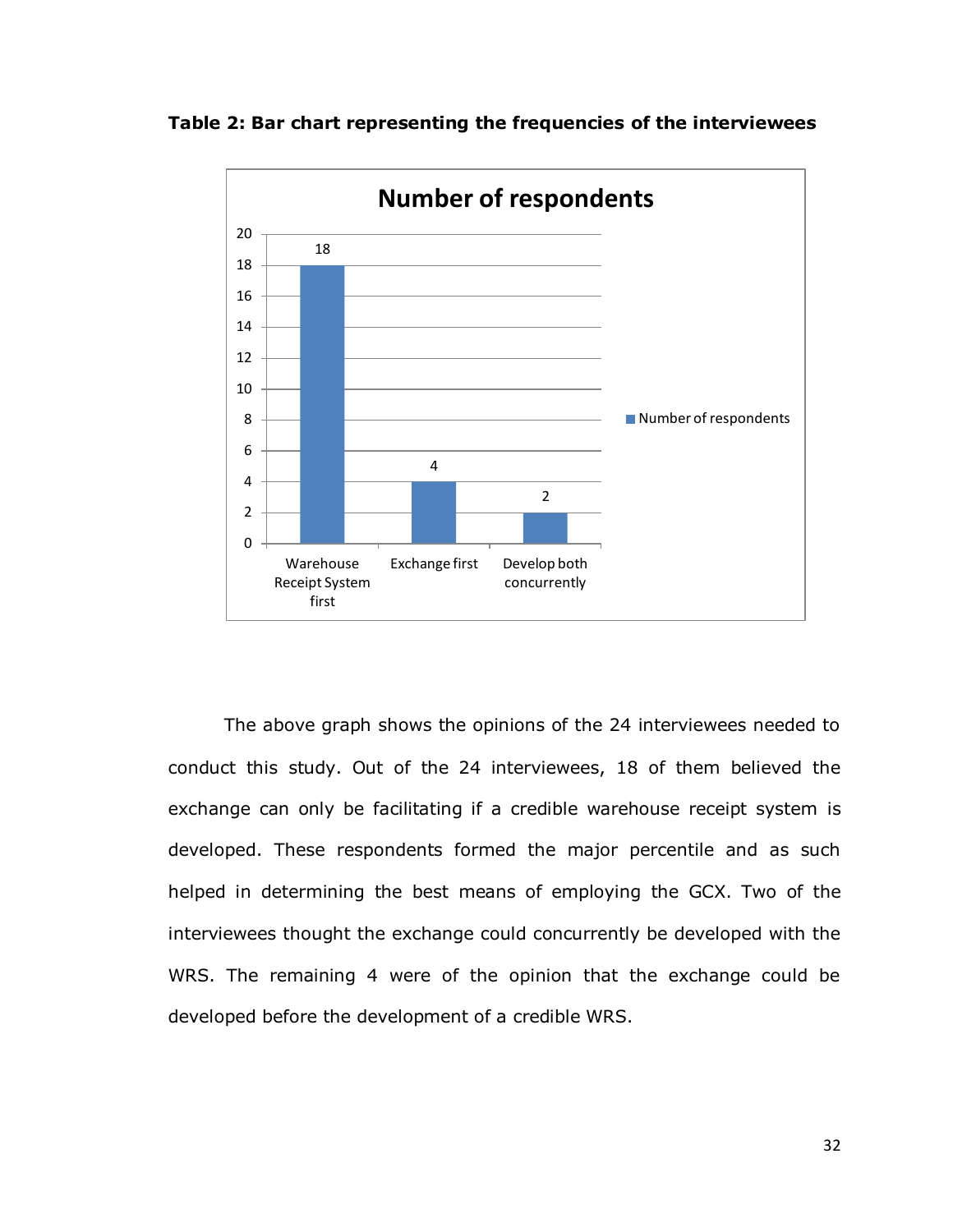**Table 2: Bar chart representing the frequencies of the interviewees**

| | Number of respondents |
|---|---|
| Warehouse Receipt System first | 18 |
| Exchange first | 4 |
| Develop both concurrently | 2 |

The above graph shows the opinions of the 24 interviewees needed to conduct this study. Out of the 24 interviewees, 18 of them believed the exchange can only be facilitating if a credible warehouse receipt system is developed. These respondents formed the major percentile and as such helped in determining the best means of employing the GCX. Two of the interviewees thought the exchange could concurrently be developed with the WRS. The remaining 4 were of the opinion that the exchange could be developed before the development of a credible WRS.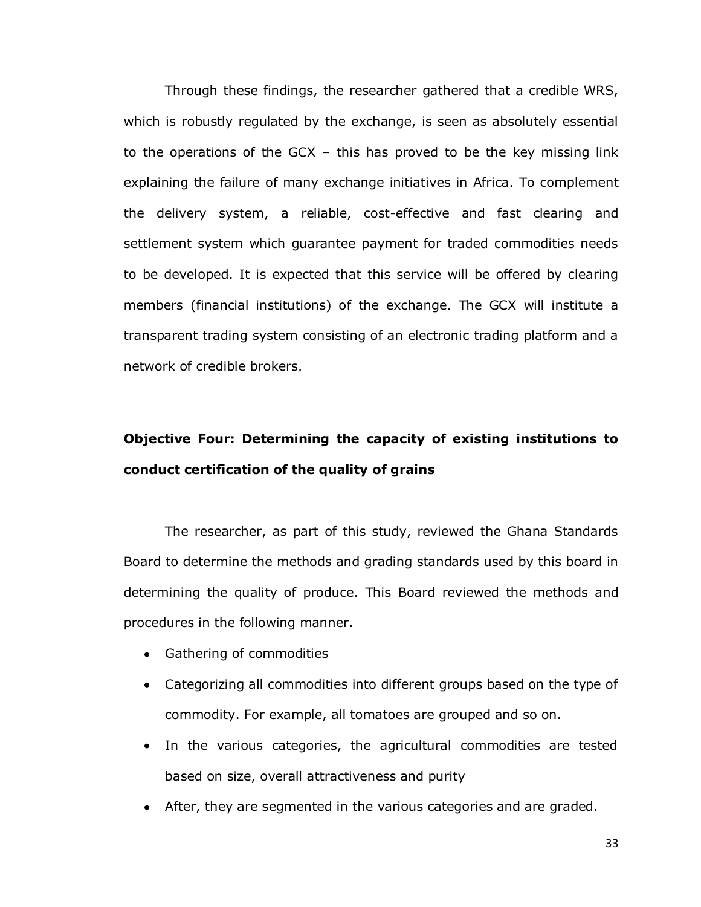Through these findings, the researcher gathered that a credible WRS, which is robustly regulated by the exchange, is seen as absolutely essential to the operations of the GCX – this has proved to be the key missing link explaining the failure of many exchange initiatives in Africa. To complement the delivery system, a reliable, cost-effective and fast clearing and settlement system which guarantee payment for traded commodities needs to be developed. It is expected that this service will be offered by clearing members (financial institutions) of the exchange. The GCX will institute a transparent trading system consisting of an electronic trading platform and a network of credible brokers.

**Objective Four: Determining the capacity of existing institutions to conduct certification of the quality of grains**

The researcher, as part of this study, reviewed the Ghana Standards Board to determine the methods and grading standards used by this board in determining the quality of produce. This Board reviewed the methods and procedures in the following manner.

- Gathering of commodities
- Categorizing all commodities into different groups based on the type of commodity. For example, all tomatoes are grouped and so on.
- In the various categories, the agricultural commodities are tested based on size, overall attractiveness and purity
- After, they are segmented in the various categories and are graded.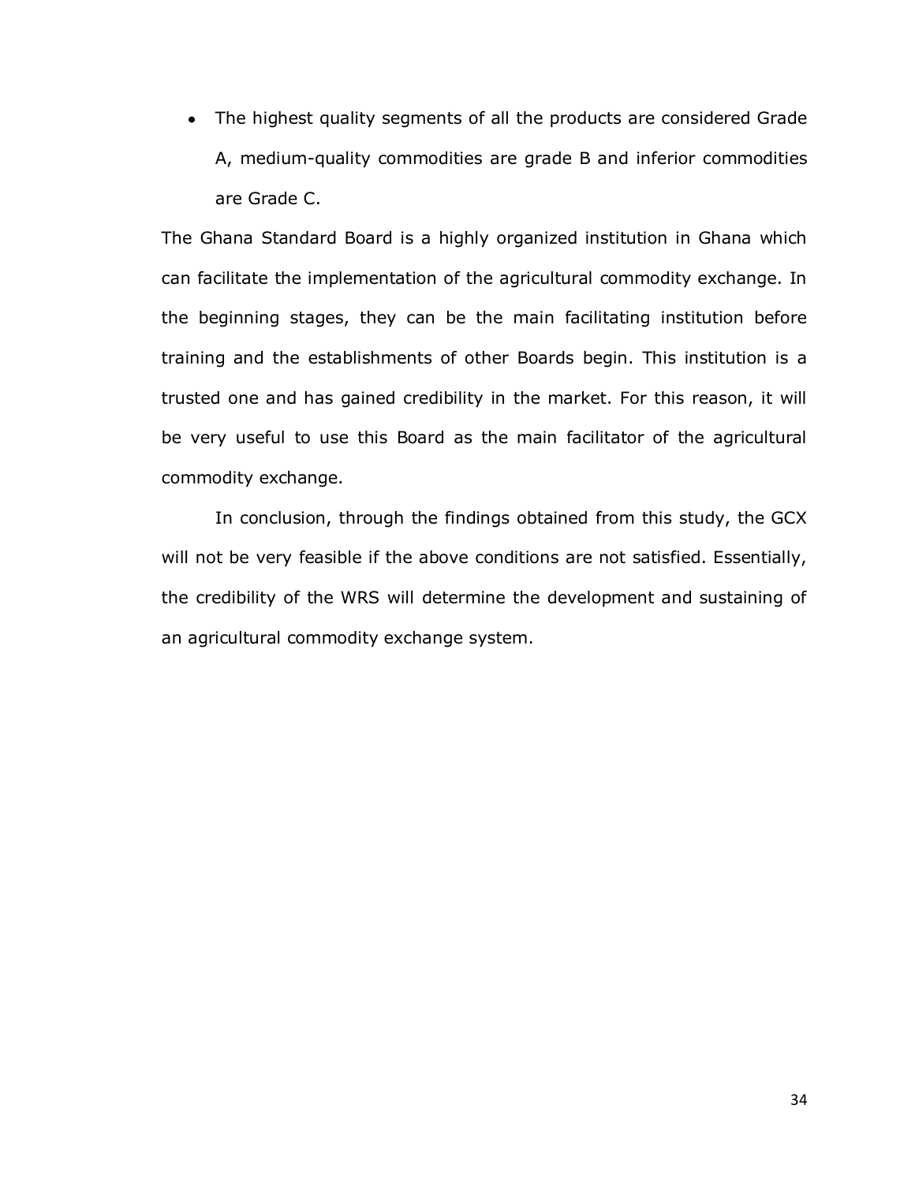- The highest quality segments of all the products are considered Grade A, medium-quality commodities are grade B and inferior commodities are Grade C.

The Ghana Standard Board is a highly organized institution in Ghana which can facilitate the implementation of the agricultural commodity exchange. In the beginning stages, they can be the main facilitating institution before training and the establishments of other Boards begin. This institution is a trusted one and has gained credibility in the market. For this reason, it will be very useful to use this Board as the main facilitator of the agricultural commodity exchange.

In conclusion, through the findings obtained from this study, the GCX will not be very feasible if the above conditions are not satisfied. Essentially, the credibility of the WRS will determine the development and sustaining of an agricultural commodity exchange system.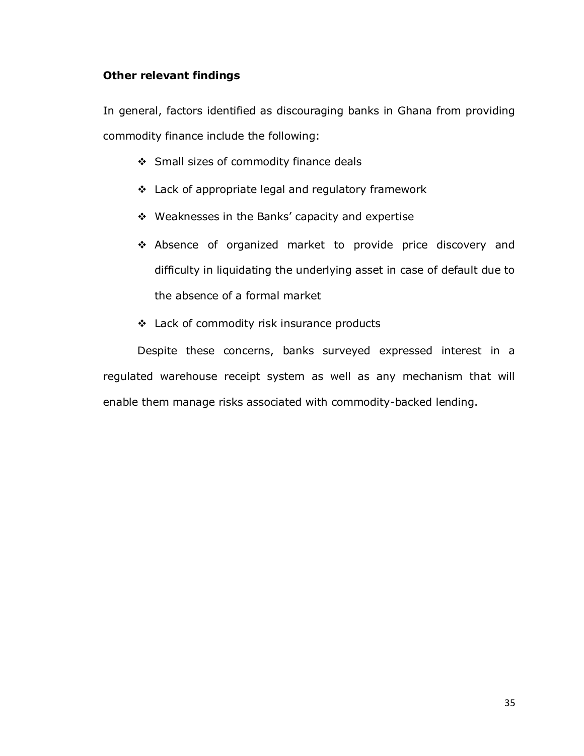**Other relevant findings**

In general, factors identified as discouraging banks in Ghana from providing commodity finance include the following:

- Small sizes of commodity finance deals
- Lack of appropriate legal and regulatory framework
- Weaknesses in the Banks' capacity and expertise
- Absence of organized market to provide price discovery and difficulty in liquidating the underlying asset in case of default due to the absence of a formal market
- Lack of commodity risk insurance products

Despite these concerns, banks surveyed expressed interest in a regulated warehouse receipt system as well as any mechanism that will enable them manage risks associated with commodity-backed lending.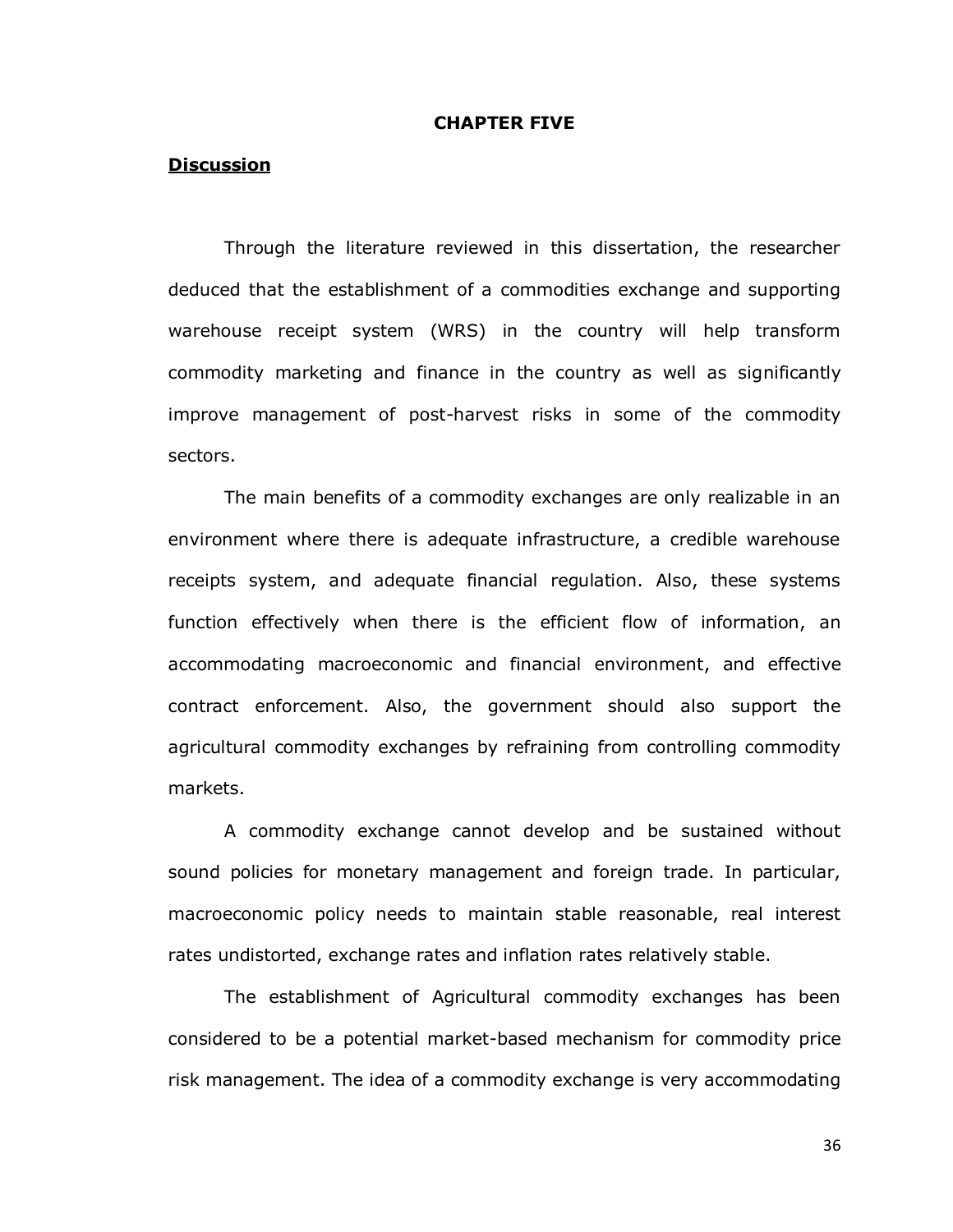# CHAPTER FIVE

## Discussion

Through the literature reviewed in this dissertation, the researcher deduced that the establishment of a commodities exchange and supporting warehouse receipt system (WRS) in the country will help transform commodity marketing and finance in the country as well as significantly improve management of post-harvest risks in some of the commodity sectors.

The main benefits of a commodity exchanges are only realizable in an environment where there is adequate infrastructure, a credible warehouse receipts system, and adequate financial regulation. Also, these systems function effectively when there is the efficient flow of information, an accommodating macroeconomic and financial environment, and effective contract enforcement. Also, the government should also support the agricultural commodity exchanges by refraining from controlling commodity markets.

A commodity exchange cannot develop and be sustained without sound policies for monetary management and foreign trade. In particular, macroeconomic policy needs to maintain stable reasonable, real interest rates undistorted, exchange rates and inflation rates relatively stable.

The establishment of Agricultural commodity exchanges has been considered to be a potential market-based mechanism for commodity price risk management. The idea of a commodity exchange is very accommodating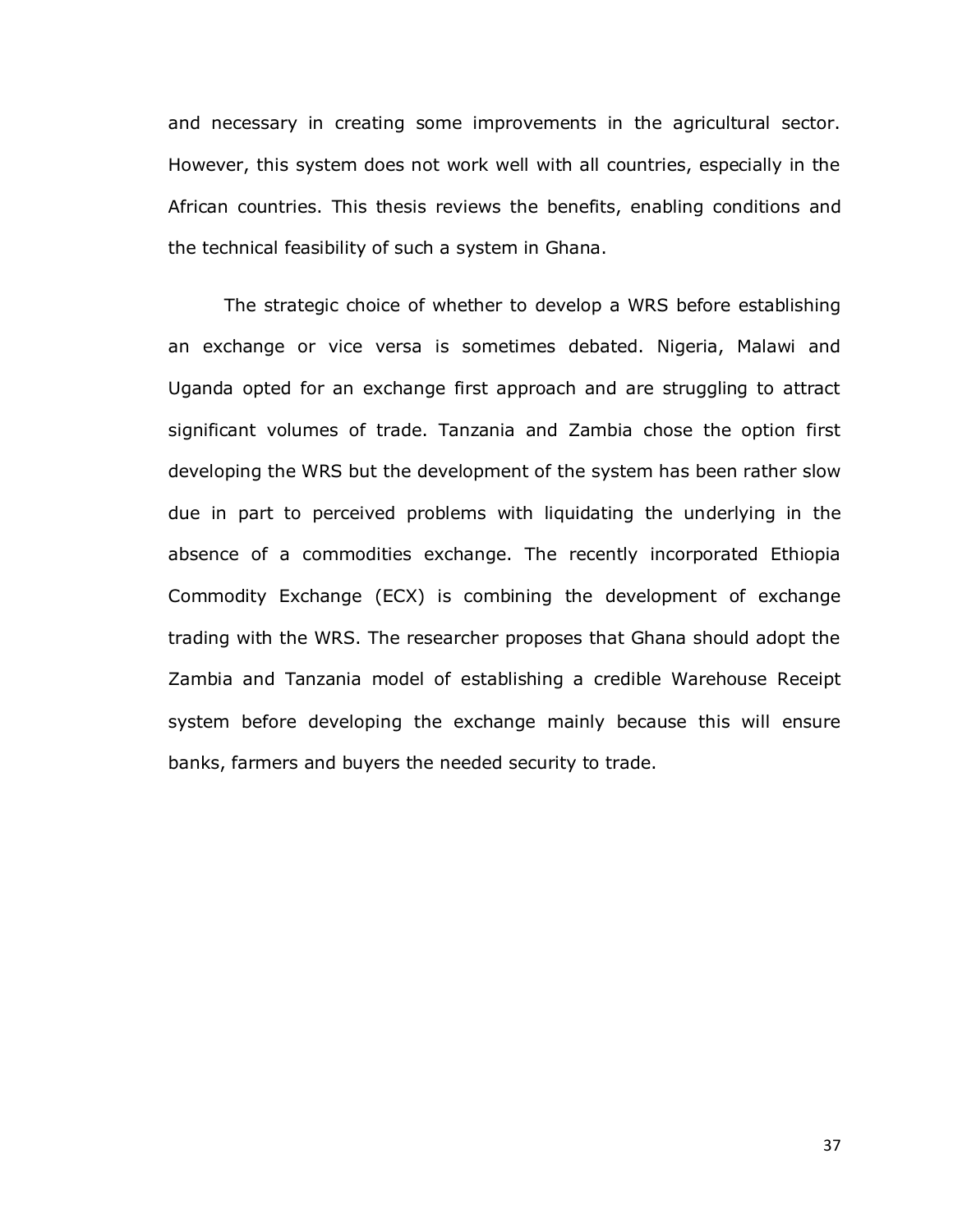and necessary in creating some improvements in the agricultural sector. However, this system does not work well with all countries, especially in the African countries. This thesis reviews the benefits, enabling conditions and the technical feasibility of such a system in Ghana.

The strategic choice of whether to develop a WRS before establishing an exchange or vice versa is sometimes debated. Nigeria, Malawi and Uganda opted for an exchange first approach and are struggling to attract significant volumes of trade. Tanzania and Zambia chose the option first developing the WRS but the development of the system has been rather slow due in part to perceived problems with liquidating the underlying in the absence of a commodities exchange. The recently incorporated Ethiopia Commodity Exchange (ECX) is combining the development of exchange trading with the WRS. The researcher proposes that Ghana should adopt the Zambia and Tanzania model of establishing a credible Warehouse Receipt system before developing the exchange mainly because this will ensure banks, farmers and buyers the needed security to trade.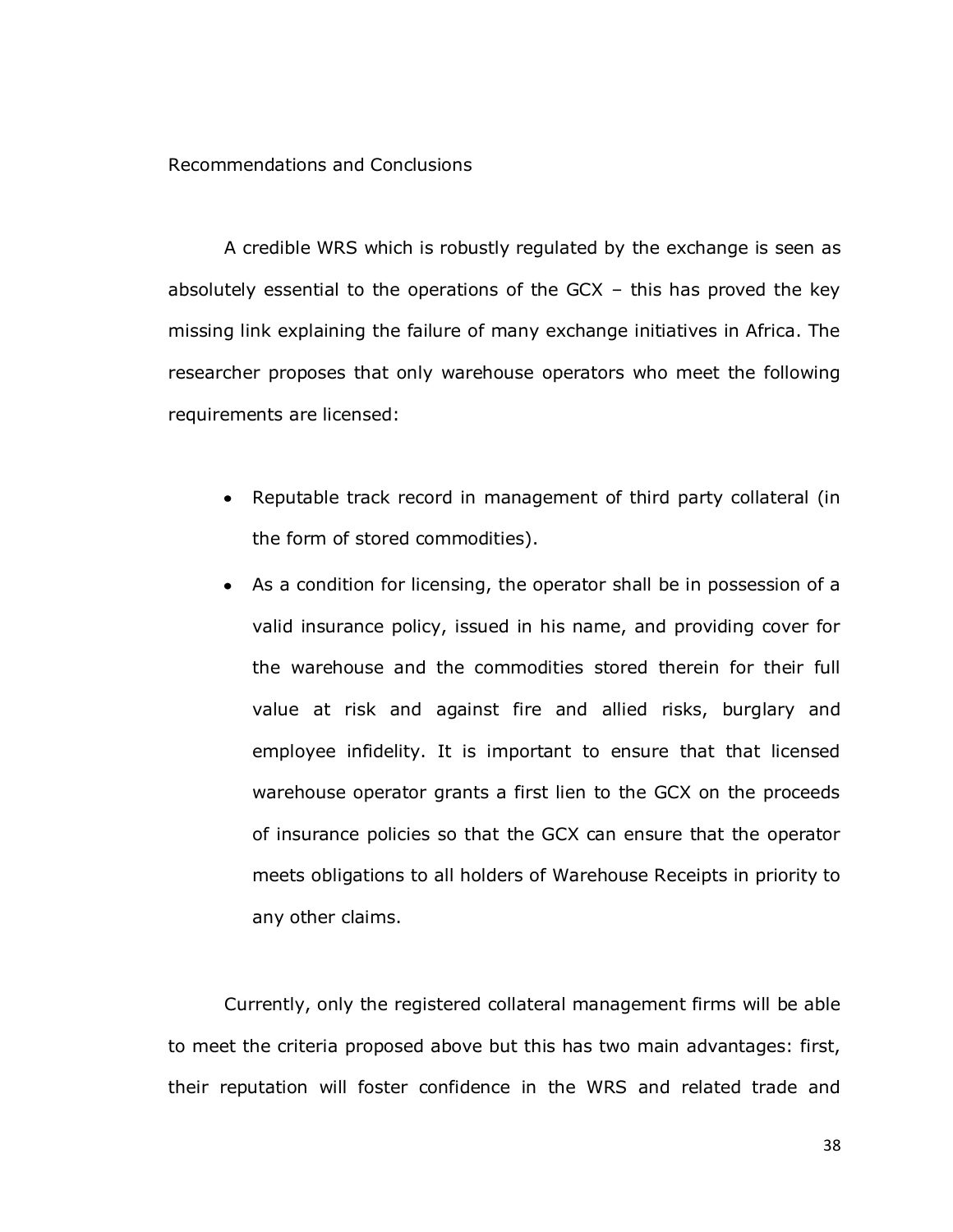## Recommendations and Conclusions

A credible WRS which is robustly regulated by the exchange is seen as absolutely essential to the operations of the GCX – this has proved the key missing link explaining the failure of many exchange initiatives in Africa. The researcher proposes that only warehouse operators who meet the following requirements are licensed:

- Reputable track record in management of third party collateral (in the form of stored commodities).
- As a condition for licensing, the operator shall be in possession of a valid insurance policy, issued in his name, and providing cover for the warehouse and the commodities stored therein for their full value at risk and against fire and allied risks, burglary and employee infidelity. It is important to ensure that that licensed warehouse operator grants a first lien to the GCX on the proceeds of insurance policies so that the GCX can ensure that the operator meets obligations to all holders of Warehouse Receipts in priority to any other claims.

Currently, only the registered collateral management firms will be able to meet the criteria proposed above but this has two main advantages: first, their reputation will foster confidence in the WRS and related trade and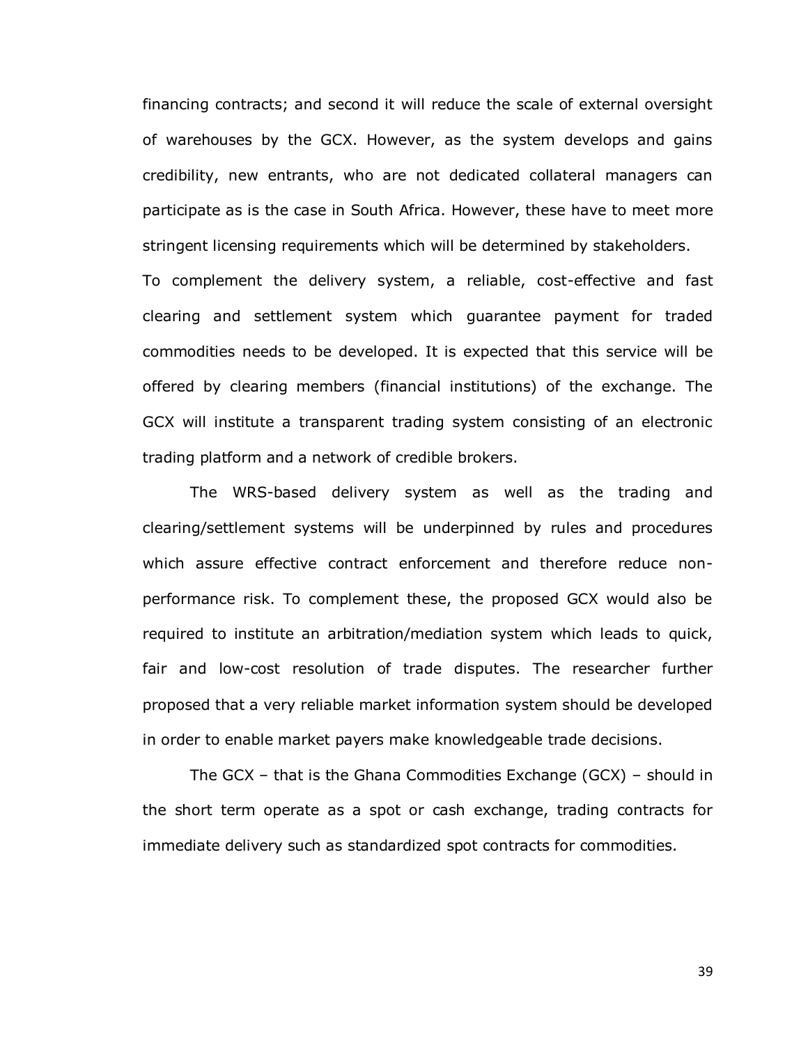financing contracts; and second it will reduce the scale of external oversight of warehouses by the GCX. However, as the system develops and gains credibility, new entrants, who are not dedicated collateral managers can participate as is the case in South Africa. However, these have to meet more stringent licensing requirements which will be determined by stakeholders.

To complement the delivery system, a reliable, cost-effective and fast clearing and settlement system which guarantee payment for traded commodities needs to be developed. It is expected that this service will be offered by clearing members (financial institutions) of the exchange. The GCX will institute a transparent trading system consisting of an electronic trading platform and a network of credible brokers.

The WRS-based delivery system as well as the trading and clearing/settlement systems will be underpinned by rules and procedures which assure effective contract enforcement and therefore reduce non-performance risk. To complement these, the proposed GCX would also be required to institute an arbitration/mediation system which leads to quick, fair and low-cost resolution of trade disputes. The researcher further proposed that a very reliable market information system should be developed in order to enable market payers make knowledgeable trade decisions.

The GCX – that is the Ghana Commodities Exchange (GCX) – should in the short term operate as a spot or cash exchange, trading contracts for immediate delivery such as standardized spot contracts for commodities.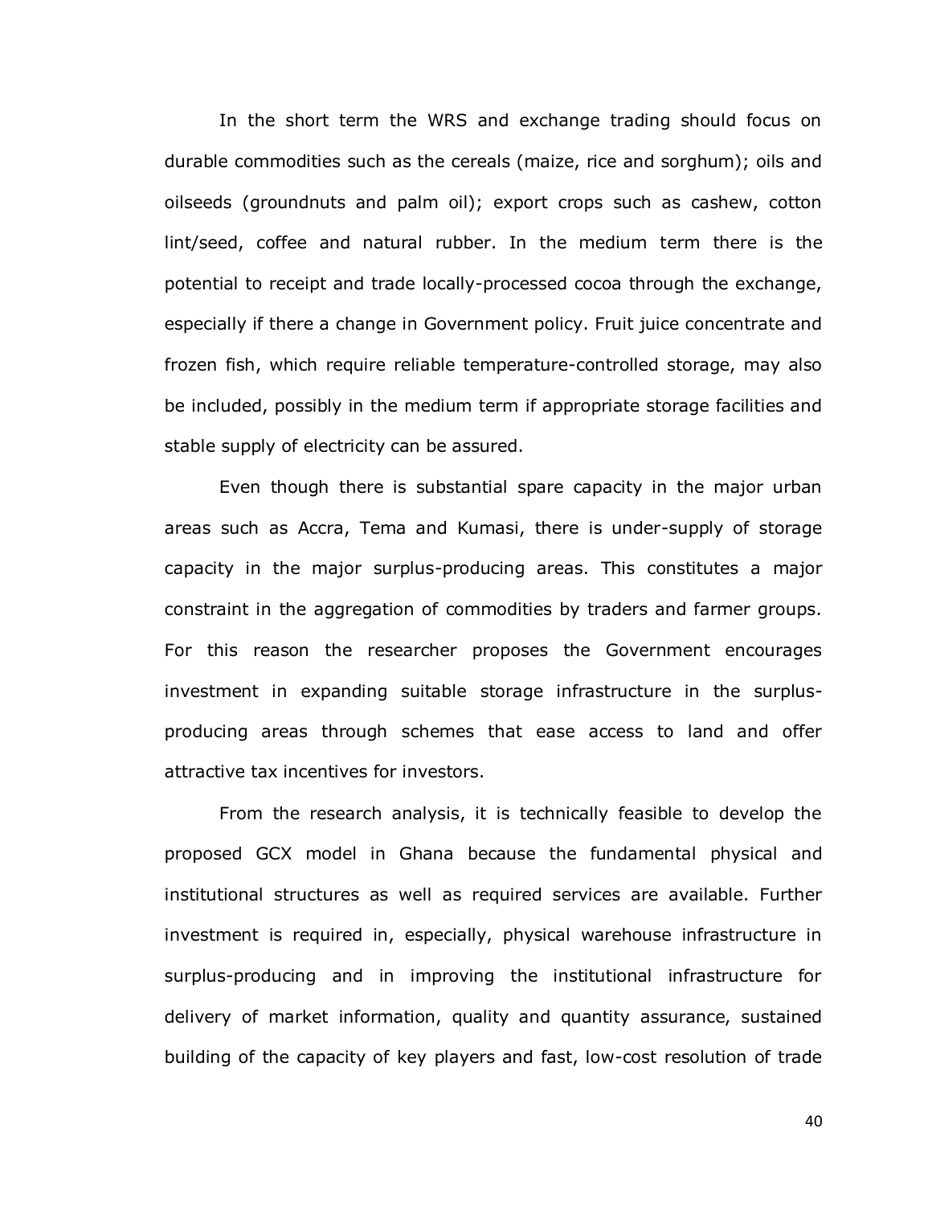In the short term the WRS and exchange trading should focus on durable commodities such as the cereals (maize, rice and sorghum); oils and oilseeds (groundnuts and palm oil); export crops such as cashew, cotton lint/seed, coffee and natural rubber. In the medium term there is the potential to receipt and trade locally-processed cocoa through the exchange, especially if there a change in Government policy. Fruit juice concentrate and frozen fish, which require reliable temperature-controlled storage, may also be included, possibly in the medium term if appropriate storage facilities and stable supply of electricity can be assured.

Even though there is substantial spare capacity in the major urban areas such as Accra, Tema and Kumasi, there is under-supply of storage capacity in the major surplus-producing areas. This constitutes a major constraint in the aggregation of commodities by traders and farmer groups. For this reason the researcher proposes the Government encourages investment in expanding suitable storage infrastructure in the surplus-producing areas through schemes that ease access to land and offer attractive tax incentives for investors.

From the research analysis, it is technically feasible to develop the proposed GCX model in Ghana because the fundamental physical and institutional structures as well as required services are available. Further investment is required in, especially, physical warehouse infrastructure in surplus-producing and in improving the institutional infrastructure for delivery of market information, quality and quantity assurance, sustained building of the capacity of key players and fast, low-cost resolution of trade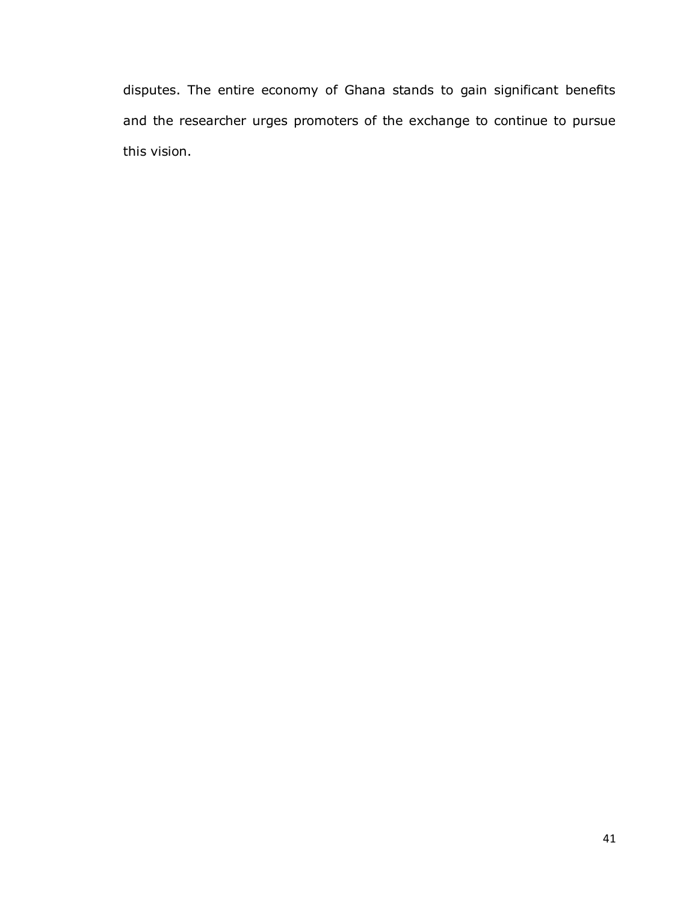disputes. The entire economy of Ghana stands to gain significant benefits and the researcher urges promoters of the exchange to continue to pursue this vision.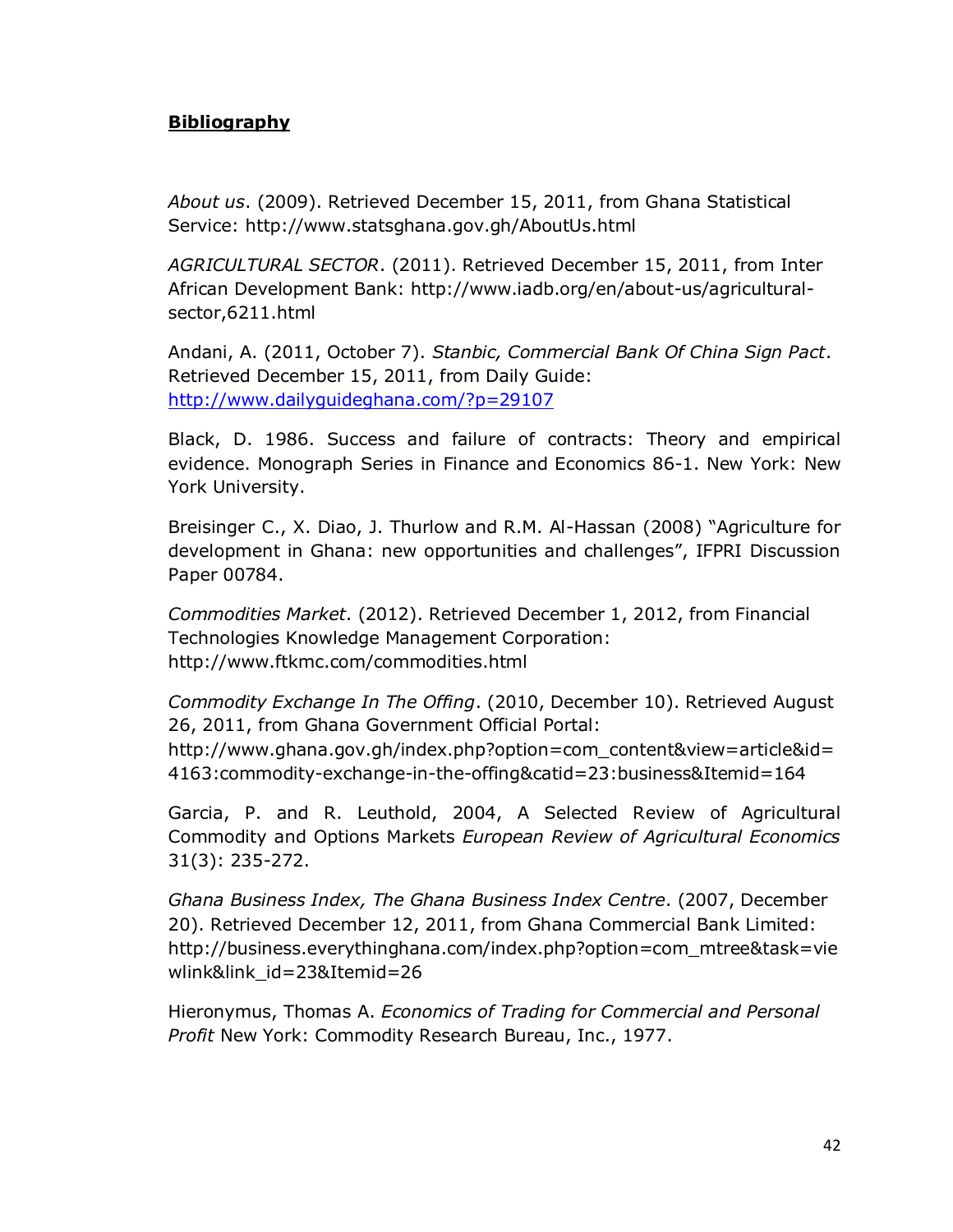**Bibliography**

*About us*. (2009). Retrieved December 15, 2011, from Ghana Statistical Service: http://www.statsghana.gov.gh/AboutUs.html

*AGRICULTURAL SECTOR*. (2011). Retrieved December 15, 2011, from Inter African Development Bank: http://www.iadb.org/en/about-us/agricultural-sector,6211.html

Andani, A. (2011, October 7). *Stanbic, Commercial Bank Of China Sign Pact*. Retrieved December 15, 2011, from Daily Guide: http://www.dailyguideghana.com/?p=29107

Black, D. 1986. Success and failure of contracts: Theory and empirical evidence. Monograph Series in Finance and Economics 86-1. New York: New York University.

Breisinger C., X. Diao, J. Thurlow and R.M. Al-Hassan (2008) "Agriculture for development in Ghana: new opportunities and challenges", IFPRI Discussion Paper 00784.

*Commodities Market*. (2012). Retrieved December 1, 2012, from Financial Technologies Knowledge Management Corporation: http://www.ftkmc.com/commodities.html

*Commodity Exchange In The Offing*. (2010, December 10). Retrieved August 26, 2011, from Ghana Government Official Portal: http://www.ghana.gov.gh/index.php?option=com_content&view=article&id=4163:commodity-exchange-in-the-offing&catid=23:business&Itemid=164

Garcia, P. and R. Leuthold, 2004, A Selected Review of Agricultural Commodity and Options Markets *European Review of Agricultural Economics* 31(3): 235-272.

*Ghana Business Index, The Ghana Business Index Centre*. (2007, December 20). Retrieved December 12, 2011, from Ghana Commercial Bank Limited: http://business.everythinghana.com/index.php?option=com_mtree&task=viewlink&link_id=23&Itemid=26

Hieronymus, Thomas A. *Economics of Trading for Commercial and Personal Profit* New York: Commodity Research Bureau, Inc., 1977.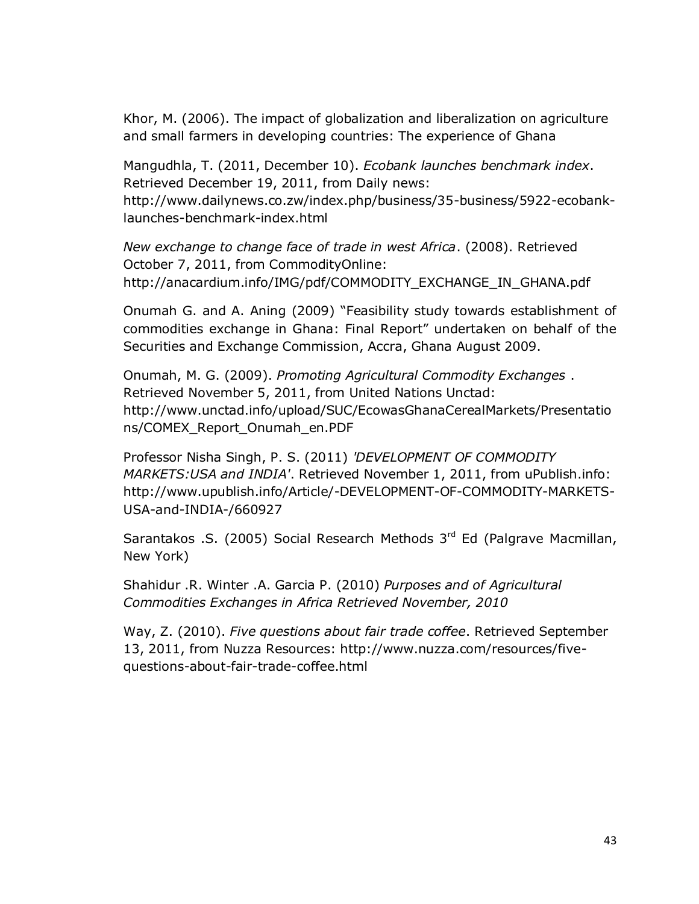Khor, M. (2006). The impact of globalization and liberalization on agriculture and small farmers in developing countries: The experience of Ghana

Mangudhla, T. (2011, December 10). *Ecobank launches benchmark index*. Retrieved December 19, 2011, from Daily news: http://www.dailynews.co.zw/index.php/business/35-business/5922-ecobank-launches-benchmark-index.html

*New exchange to change face of trade in west Africa*. (2008). Retrieved October 7, 2011, from CommodityOnline: http://anacardium.info/IMG/pdf/COMMODITY_EXCHANGE_IN_GHANA.pdf

Onumah G. and A. Aning (2009) "Feasibility study towards establishment of commodities exchange in Ghana: Final Report" undertaken on behalf of the Securities and Exchange Commission, Accra, Ghana August 2009.

Onumah, M. G. (2009). *Promoting Agricultural Commodity Exchanges* . Retrieved November 5, 2011, from United Nations Unctad: http://www.unctad.info/upload/SUC/EcowasGhanaCerealMarkets/Presentations/COMEX_Report_Onumah_en.PDF

Professor Nisha Singh, P. S. (2011) *'DEVELOPMENT OF COMMODITY MARKETS:USA and INDIA'*. Retrieved November 1, 2011, from uPublish.info: http://www.upublish.info/Article/-DEVELOPMENT-OF-COMMODITY-MARKETS-USA-and-INDIA-/660927

Sarantakos .S. (2005) Social Research Methods 3rd Ed (Palgrave Macmillan, New York)

Shahidur .R. Winter .A. Garcia P. (2010) *Purposes and of Agricultural Commodities Exchanges in Africa Retrieved November, 2010*

Way, Z. (2010). *Five questions about fair trade coffee*. Retrieved September 13, 2011, from Nuzza Resources: http://www.nuzza.com/resources/five-questions-about-fair-trade-coffee.html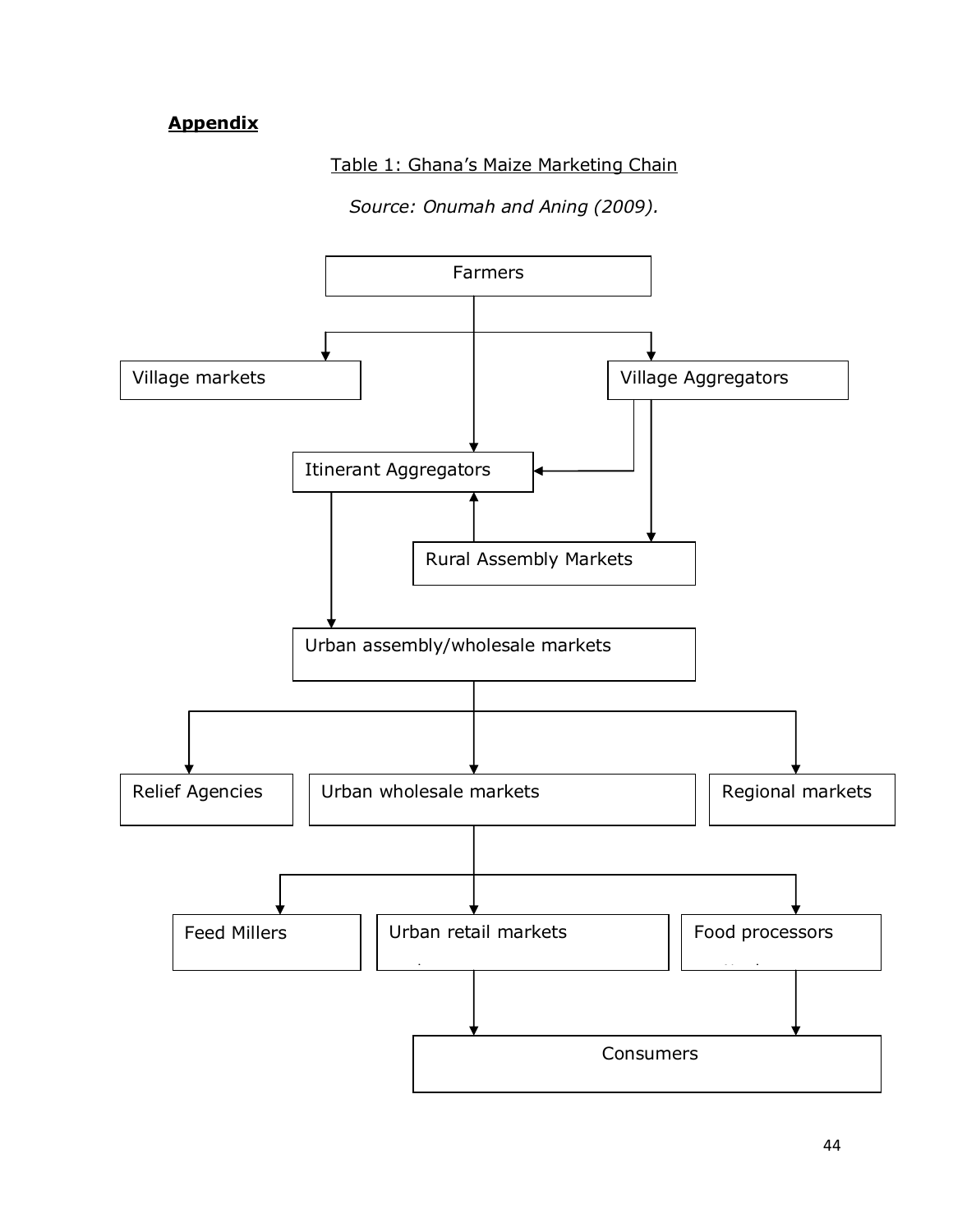**Appendix**

Table 1: Ghana's Maize Marketing Chain

*Source: Onumah and Aning (2009).*

- Farmers → Village markets
- Farmers → Itinerant Aggregators
- Farmers → Village Aggregators
- Village Aggregators → Itinerant Aggregators
- Village Aggregators → Rural Assembly Markets
- Rural Assembly Markets → Itinerant Aggregators
- Itinerant Aggregators → Urban assembly/wholesale markets
- Urban assembly/wholesale markets → Relief Agencies
- Urban assembly/wholesale markets → Urban wholesale markets
- Urban assembly/wholesale markets → Regional markets
- Urban wholesale markets → Feed Millers
- Urban wholesale markets → Urban retail markets
- Urban wholesale markets → Food processors
- Urban retail markets → Consumers
- Food processors → Consumers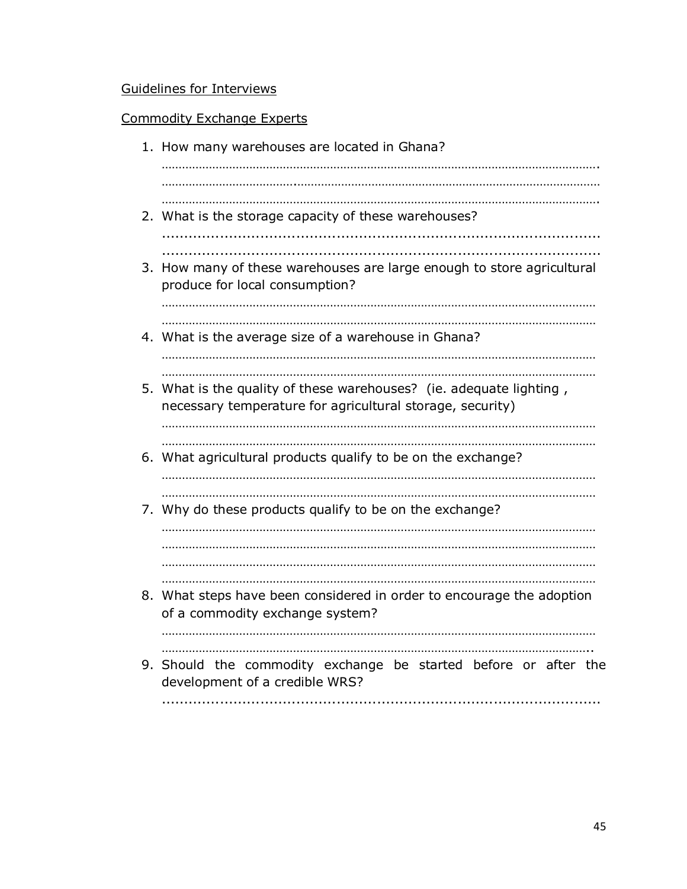Guidelines for Interviews

Commodity Exchange Experts

1. How many warehouses are located in Ghana?

   ………………………………………………………………………………………………………………….
   ………………………………………………………………………………………………………………….
   ………………………………………………………………………………………………………………….

2. What is the storage capacity of these warehouses?

   ........................................................................................................
   ........................................................................................................

3. How many of these warehouses are large enough to store agricultural produce for local consumption?

   ………………………………………………………………………………………………………………
   ………………………………………………………………………………………………………………

4. What is the average size of a warehouse in Ghana?

   ………………………………………………………………………………………………………………
   ………………………………………………………………………………………………………………

5. What is the quality of these warehouses? (ie. adequate lighting , necessary temperature for agricultural storage, security)

   ………………………………………………………………………………………………………………
   ………………………………………………………………………………………………………………

6. What agricultural products qualify to be on the exchange?

   ………………………………………………………………………………………………………………
   ………………………………………………………………………………………………………………

7. Why do these products qualify to be on the exchange?

   ………………………………………………………………………………………………………………
   ………………………………………………………………………………………………………………
   ………………………………………………………………………………………………………………
   ………………………………………………………………………………………………………………

8. What steps have been considered in order to encourage the adoption of a commodity exchange system?

   ………………………………………………………………………………………………………………
   ………………………………………………………………………………………………………………..

9. Should the commodity exchange be started before or after the development of a credible WRS?

   ........................................................................................................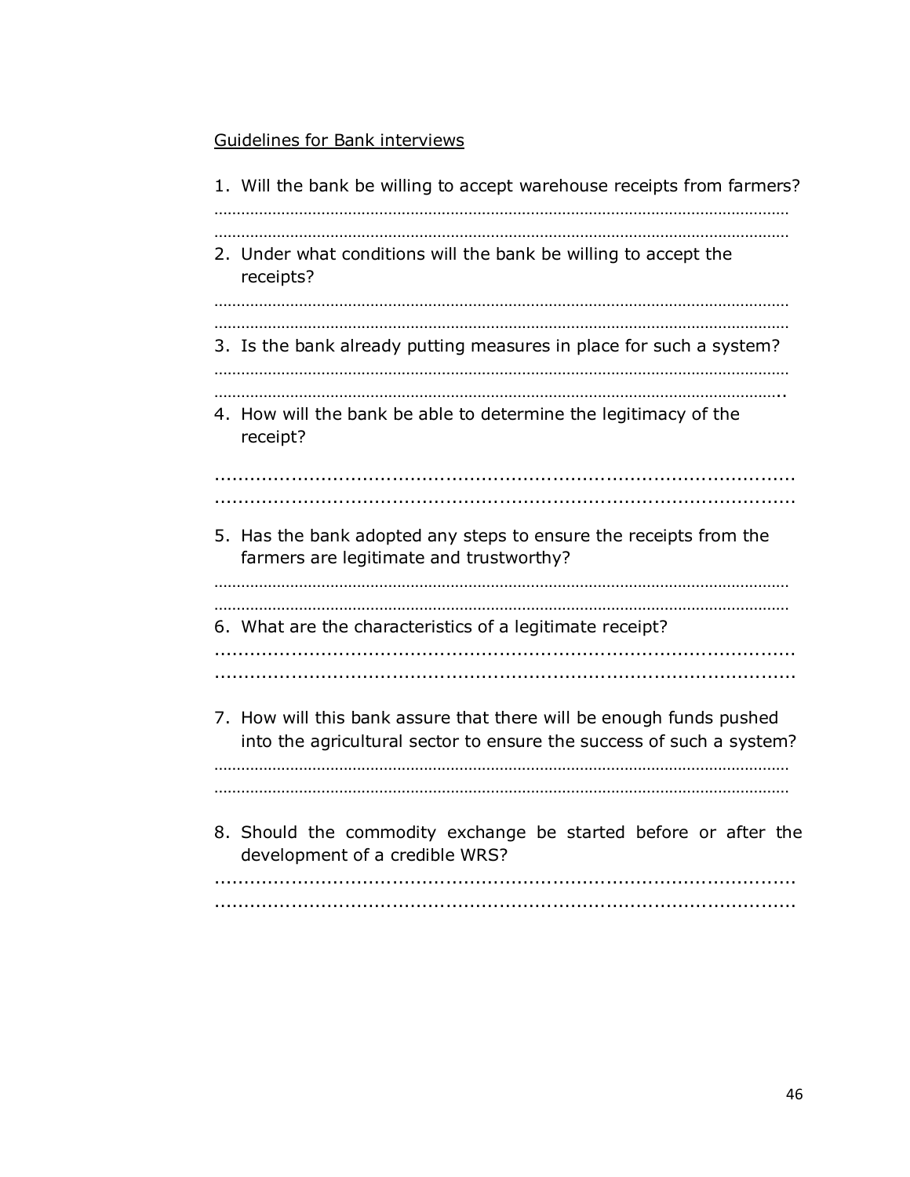Guidelines for Bank interviews

1. Will the bank be willing to accept warehouse receipts from farmers?

……………………………………………………………………………………………………………
……………………………………………………………………………………………………………

2. Under what conditions will the bank be willing to accept the receipts?

……………………………………………………………………………………………………………
……………………………………………………………………………………………………………

3. Is the bank already putting measures in place for such a system?

……………………………………………………………………………………………………………
…………………………………………………………………………………………………………..

4. How will the bank be able to determine the legitimacy of the receipt?

.........................................................................................
.........................................................................................

5. Has the bank adopted any steps to ensure the receipts from the farmers are legitimate and trustworthy?

……………………………………………………………………………………………………………
……………………………………………………………………………………………………………

6. What are the characteristics of a legitimate receipt?

.........................................................................................
.........................................................................................

7. How will this bank assure that there will be enough funds pushed into the agricultural sector to ensure the success of such a system?

……………………………………………………………………………………………………………
……………………………………………………………………………………………………………

8. Should the commodity exchange be started before or after the development of a credible WRS?

.........................................................................................
.........................................................................................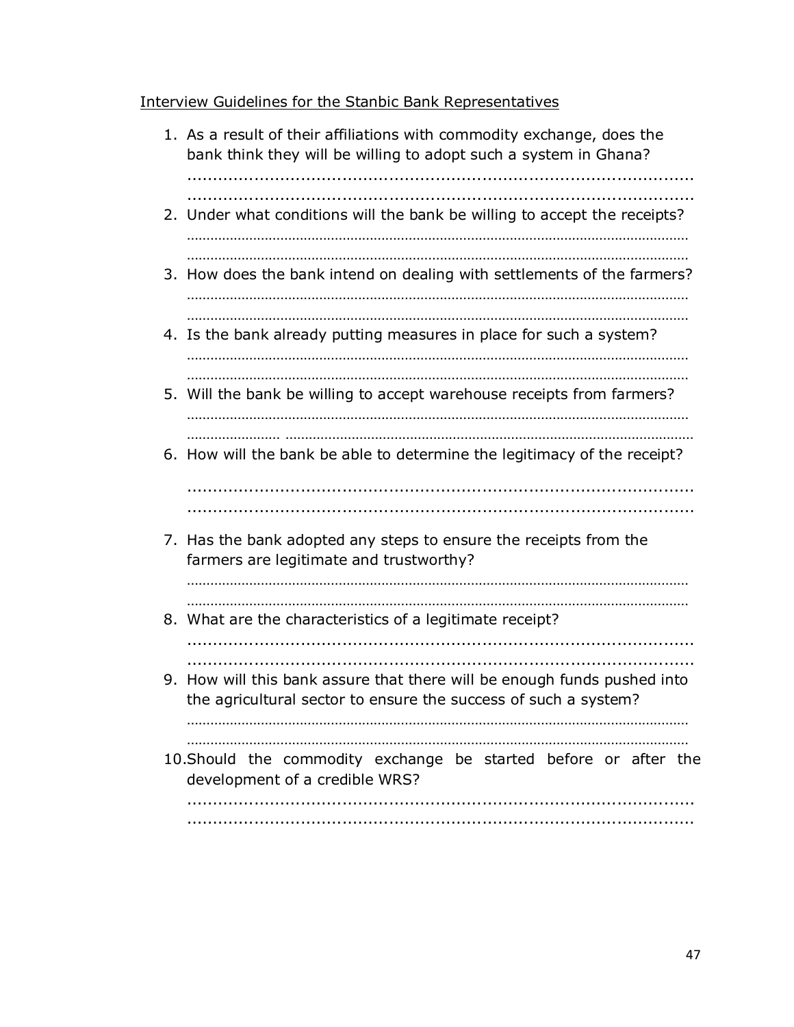Interview Guidelines for the Stanbic Bank Representatives

1. As a result of their affiliations with commodity exchange, does the bank think they will be willing to adopt such a system in Ghana?
   ..........................................................................................
   ..........................................................................................
2. Under what conditions will the bank be willing to accept the receipts?
   ……………………………………………………………………………………………………
   ……………………………………………………………………………………………………
3. How does the bank intend on dealing with settlements of the farmers?
   ……………………………………………………………………………………………………
   ……………………………………………………………………………………………………
4. Is the bank already putting measures in place for such a system?
   ……………………………………………………………………………………………………
   ……………………………………………………………………………………………………
5. Will the bank be willing to accept warehouse receipts from farmers?
   ……………………………………………………………………………………………………
   …………………… ……………………………………………………………………………
6. How will the bank be able to determine the legitimacy of the receipt?
   ..........................................................................................
   ..........................................................................................
7. Has the bank adopted any steps to ensure the receipts from the farmers are legitimate and trustworthy?
   ……………………………………………………………………………………………………
   ……………………………………………………………………………………………………
8. What are the characteristics of a legitimate receipt?
   ..........................................................................................
   ..........................................................................................
9. How will this bank assure that there will be enough funds pushed into the agricultural sector to ensure the success of such a system?
   ……………………………………………………………………………………………………
   ……………………………………………………………………………………………………
10. Should the commodity exchange be started before or after the development of a credible WRS?
    ..........................................................................................
    ..........................................................................................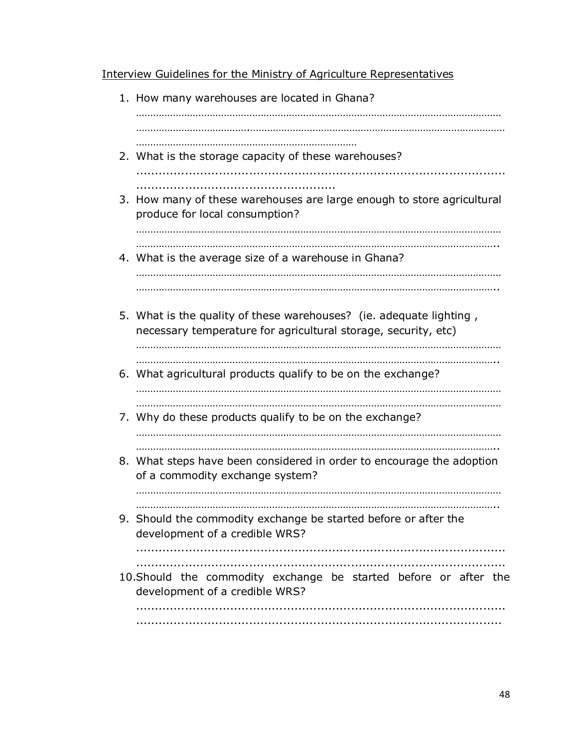Interview Guidelines for the Ministry of Agriculture Representatives

1. How many warehouses are located in Ghana?

   ……………………………………………………………………………………………………………
   ……………………………………………………………………………………………………………
   ……………………………………………………………………

2. What is the storage capacity of these warehouses?

   ........................................................................................................
   ....................................................

3. How many of these warehouses are large enough to store agricultural produce for local consumption?

   ……………………………………………………………………………………………………………
   …………………………………………………………………………………………………………..

4. What is the average size of a warehouse in Ghana?

   ……………………………………………………………………………………………………………
   …………………………………………………………………………………………………………..

5. What is the quality of these warehouses? (ie. adequate lighting , necessary temperature for agricultural storage, security, etc)

   ……………………………………………………………………………………………………………
   …………………………………………………………………………………………………………..

6. What agricultural products qualify to be on the exchange?

   ……………………………………………………………………………………………………………
   ……………………………………………………………………………………………………………

7. Why do these products qualify to be on the exchange?

   ……………………………………………………………………………………………………………
   …………………………………………………………………………………………………………..

8. What steps have been considered in order to encourage the adoption of a commodity exchange system?

   ……………………………………………………………………………………………………………
   …………………………………………………………………………………………………………..

9. Should the commodity exchange be started before or after the development of a credible WRS?

   ........................................................................................................
   ........................................................................................................

10. Should the commodity exchange be started before or after the development of a credible WRS?

    ........................................................................................................
    ........................................................................................................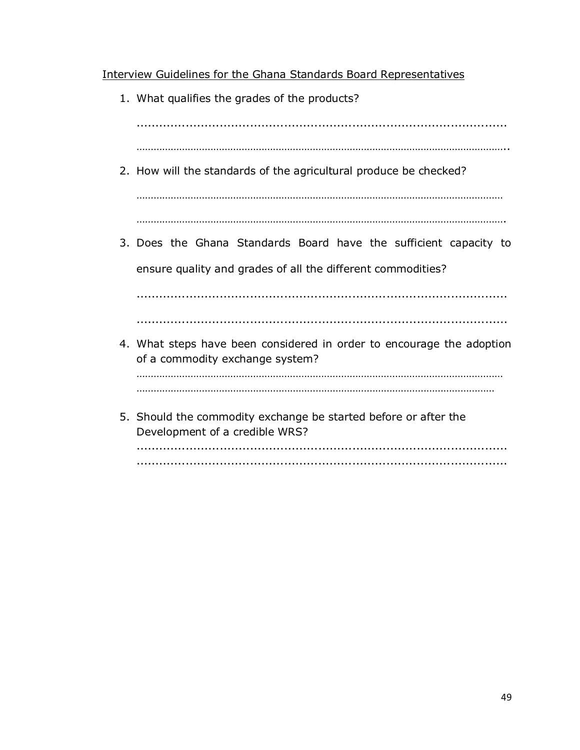Interview Guidelines for the Ghana Standards Board Representatives

1. What qualifies the grades of the products?

   ....................................................................................................

   ……………………………………………………………………………………………………….

2. How will the standards of the agricultural produce be checked?

   ………………………………………………………………………………………………………

   ……………………………………………………………………………………………………….

3. Does the Ghana Standards Board have the sufficient capacity to ensure quality and grades of all the different commodities?

   ....................................................................................................

   ....................................................................................................

4. What steps have been considered in order to encourage the adoption of a commodity exchange system?

   ………………………………………………………………………………………………………
   ……………………………………………………………………………………………………

5. Should the commodity exchange be started before or after the Development of a credible WRS?

   ....................................................................................................
   ....................................................................................................